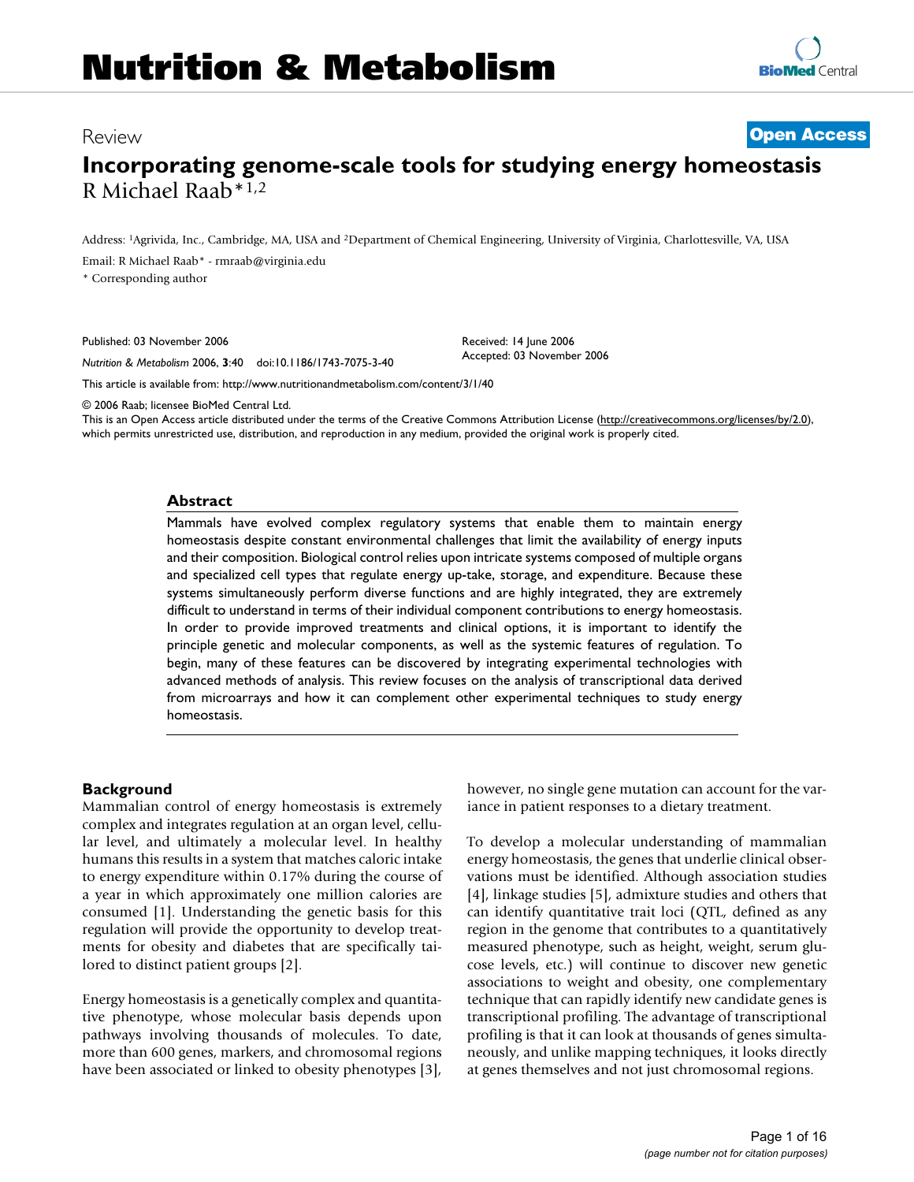# Nutrition & Metabolism

Review

**Open Access**

# Incorporating genome-scale tools for studying energy homeostasis

R Michael Raab*[1,2]

Address: [1]Agrivida, Inc., Cambridge, MA, USA and [2]Department of Chemical Engineering, University of Virginia, Charlottesville, VA, USA

Email: R Michael Raab* - rmraab@virginia.edu

* Corresponding author

Published: 03 November 2006

*Nutrition & Metabolism* 2006, **3**:40 doi:10.1186/1743-7075-3-40

Received: 14 June 2006
Accepted: 03 November 2006

This article is available from: http://www.nutritionandmetabolism.com/content/3/1/40

© 2006 Raab; licensee BioMed Central Ltd.
This is an Open Access article distributed under the terms of the Creative Commons Attribution License (http://creativecommons.org/licenses/by/2.0), which permits unrestricted use, distribution, and reproduction in any medium, provided the original work is properly cited.

## Abstract

Mammals have evolved complex regulatory systems that enable them to maintain energy homeostasis despite constant environmental challenges that limit the availability of energy inputs and their composition. Biological control relies upon intricate systems composed of multiple organs and specialized cell types that regulate energy up-take, storage, and expenditure. Because these systems simultaneously perform diverse functions and are highly integrated, they are extremely difficult to understand in terms of their individual component contributions to energy homeostasis. In order to provide improved treatments and clinical options, it is important to identify the principle genetic and molecular components, as well as the systemic features of regulation. To begin, many of these features can be discovered by integrating experimental technologies with advanced methods of analysis. This review focuses on the analysis of transcriptional data derived from microarrays and how it can complement other experimental techniques to study energy homeostasis.

## Background

Mammalian control of energy homeostasis is extremely complex and integrates regulation at an organ level, cellular level, and ultimately a molecular level. In healthy humans this results in a system that matches caloric intake to energy expenditure within 0.17% during the course of a year in which approximately one million calories are consumed [1]. Understanding the genetic basis for this regulation will provide the opportunity to develop treatments for obesity and diabetes that are specifically tailored to distinct patient groups [2].

Energy homeostasis is a genetically complex and quantitative phenotype, whose molecular basis depends upon pathways involving thousands of molecules. To date, more than 600 genes, markers, and chromosomal regions have been associated or linked to obesity phenotypes [3], however, no single gene mutation can account for the variance in patient responses to a dietary treatment.

To develop a molecular understanding of mammalian energy homeostasis, the genes that underlie clinical observations must be identified. Although association studies [4], linkage studies [5], admixture studies and others that can identify quantitative trait loci (QTL, defined as any region in the genome that contributes to a quantitatively measured phenotype, such as height, weight, serum glucose levels, etc.) will continue to discover new genetic associations to weight and obesity, one complementary technique that can rapidly identify new candidate genes is transcriptional profiling. The advantage of transcriptional profiling is that it can look at thousands of genes simultaneously, and unlike mapping techniques, it looks directly at genes themselves and not just chromosomal regions.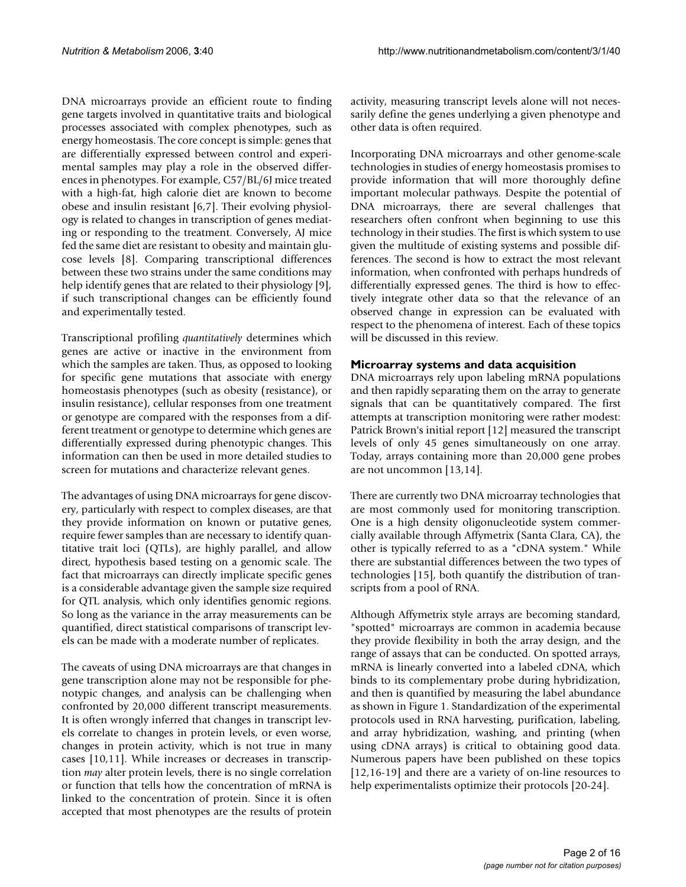DNA microarrays provide an efficient route to finding gene targets involved in quantitative traits and biological processes associated with complex phenotypes, such as energy homeostasis. The core concept is simple: genes that are differentially expressed between control and experimental samples may play a role in the observed differences in phenotypes. For example, C57/BL/6J mice treated with a high-fat, high calorie diet are known to become obese and insulin resistant [6,7]. Their evolving physiology is related to changes in transcription of genes mediating or responding to the treatment. Conversely, AJ mice fed the same diet are resistant to obesity and maintain glucose levels [8]. Comparing transcriptional differences between these two strains under the same conditions may help identify genes that are related to their physiology [9], if such transcriptional changes can be efficiently found and experimentally tested.

Transcriptional profiling *quantitatively* determines which genes are active or inactive in the environment from which the samples are taken. Thus, as opposed to looking for specific gene mutations that associate with energy homeostasis phenotypes (such as obesity (resistance), or insulin resistance), cellular responses from one treatment or genotype are compared with the responses from a different treatment or genotype to determine which genes are differentially expressed during phenotypic changes. This information can then be used in more detailed studies to screen for mutations and characterize relevant genes.

The advantages of using DNA microarrays for gene discovery, particularly with respect to complex diseases, are that they provide information on known or putative genes, require fewer samples than are necessary to identify quantitative trait loci (QTLs), are highly parallel, and allow direct, hypothesis based testing on a genomic scale. The fact that microarrays can directly implicate specific genes is a considerable advantage given the sample size required for QTL analysis, which only identifies genomic regions. So long as the variance in the array measurements can be quantified, direct statistical comparisons of transcript levels can be made with a moderate number of replicates.

The caveats of using DNA microarrays are that changes in gene transcription alone may not be responsible for phenotypic changes, and analysis can be challenging when confronted by 20,000 different transcript measurements. It is often wrongly inferred that changes in transcript levels correlate to changes in protein levels, or even worse, changes in protein activity, which is not true in many cases [10,11]. While increases or decreases in transcription *may* alter protein levels, there is no single correlation or function that tells how the concentration of mRNA is linked to the concentration of protein. Since it is often accepted that most phenotypes are the results of protein activity, measuring transcript levels alone will not necessarily define the genes underlying a given phenotype and other data is often required.

Incorporating DNA microarrays and other genome-scale technologies in studies of energy homeostasis promises to provide information that will more thoroughly define important molecular pathways. Despite the potential of DNA microarrays, there are several challenges that researchers often confront when beginning to use this technology in their studies. The first is which system to use given the multitude of existing systems and possible differences. The second is how to extract the most relevant information, when confronted with perhaps hundreds of differentially expressed genes. The third is how to effectively integrate other data so that the relevance of an observed change in expression can be evaluated with respect to the phenomena of interest. Each of these topics will be discussed in this review.

## Microarray systems and data acquisition

DNA microarrays rely upon labeling mRNA populations and then rapidly separating them on the array to generate signals that can be quantitatively compared. The first attempts at transcription monitoring were rather modest: Patrick Brown's initial report [12] measured the transcript levels of only 45 genes simultaneously on one array. Today, arrays containing more than 20,000 gene probes are not uncommon [13,14].

There are currently two DNA microarray technologies that are most commonly used for monitoring transcription. One is a high density oligonucleotide system commercially available through Affymetrix (Santa Clara, CA), the other is typically referred to as a "cDNA system." While there are substantial differences between the two types of technologies [15], both quantify the distribution of transcripts from a pool of RNA.

Although Affymetrix style arrays are becoming standard, "spotted" microarrays are common in academia because they provide flexibility in both the array design, and the range of assays that can be conducted. On spotted arrays, mRNA is linearly converted into a labeled cDNA, which binds to its complementary probe during hybridization, and then is quantified by measuring the label abundance as shown in Figure 1. Standardization of the experimental protocols used in RNA harvesting, purification, labeling, and array hybridization, washing, and printing (when using cDNA arrays) is critical to obtaining good data. Numerous papers have been published on these topics [12,16-19] and there are a variety of on-line resources to help experimentalists optimize their protocols [20-24].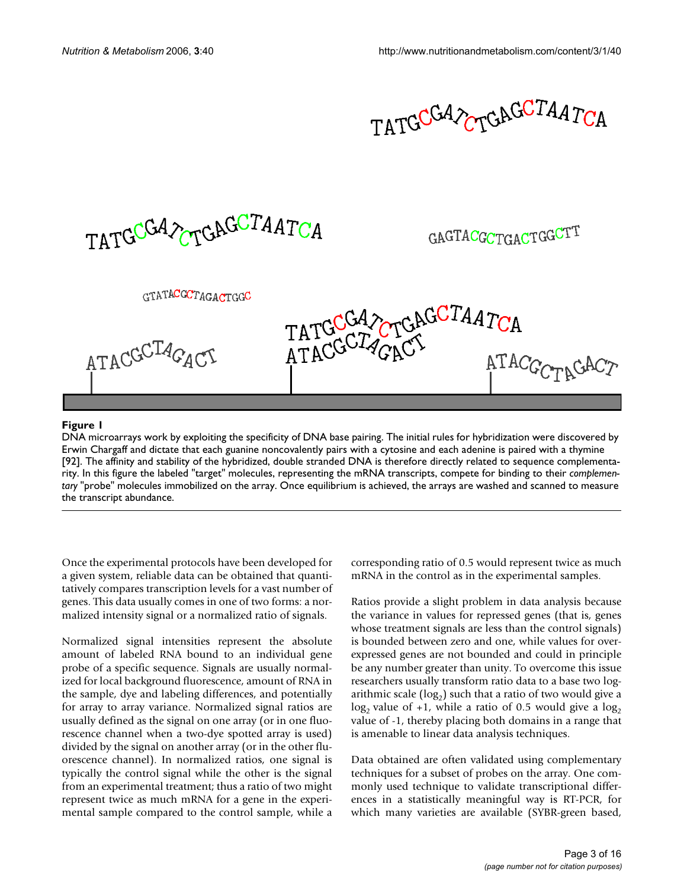TATGCGATCTGAGCTAATCA

TATGCGATCTGAGCTAATCA

GAGTACGCTGACTGGCTT

GTATACGCTAGACTGGC

ATACGCTAGACT

TATGCGATCTGAGCTAATCA
ATACGCTAGACT

ATACGCTAGACT

**Figure 1**

DNA microarrays work by exploiting the specificity of DNA base pairing. The initial rules for hybridization were discovered by Erwin Chargaff and dictate that each guanine noncovalently pairs with a cytosine and each adenine is paired with a thymine [92]. The affinity and stability of the hybridized, double stranded DNA is therefore directly related to sequence complementarity. In this figure the labeled "target" molecules, representing the mRNA transcripts, compete for binding to their *complementary* "probe" molecules immobilized on the array. Once equilibrium is achieved, the arrays are washed and scanned to measure the transcript abundance.

Once the experimental protocols have been developed for a given system, reliable data can be obtained that quantitatively compares transcription levels for a vast number of genes. This data usually comes in one of two forms: a normalized intensity signal or a normalized ratio of signals.

Normalized signal intensities represent the absolute amount of labeled RNA bound to an individual gene probe of a specific sequence. Signals are usually normalized for local background fluorescence, amount of RNA in the sample, dye and labeling differences, and potentially for array to array variance. Normalized signal ratios are usually defined as the signal on one array (or in one fluorescence channel when a two-dye spotted array is used) divided by the signal on another array (or in the other fluorescence channel). In normalized ratios, one signal is typically the control signal while the other is the signal from an experimental treatment; thus a ratio of two might represent twice as much mRNA for a gene in the experimental sample compared to the control sample, while a corresponding ratio of 0.5 would represent twice as much mRNA in the control as in the experimental samples.

Ratios provide a slight problem in data analysis because the variance in values for repressed genes (that is, genes whose treatment signals are less than the control signals) is bounded between zero and one, while values for overexpressed genes are not bounded and could in principle be any number greater than unity. To overcome this issue researchers usually transform ratio data to a base two logarithmic scale ($\log_2$) such that a ratio of two would give a $\log_2$ value of +1, while a ratio of 0.5 would give a $\log_2$ value of -1, thereby placing both domains in a range that is amenable to linear data analysis techniques.

Data obtained are often validated using complementary techniques for a subset of probes on the array. One commonly used technique to validate transcriptional differences in a statistically meaningful way is RT-PCR, for which many varieties are available (SYBR-green based,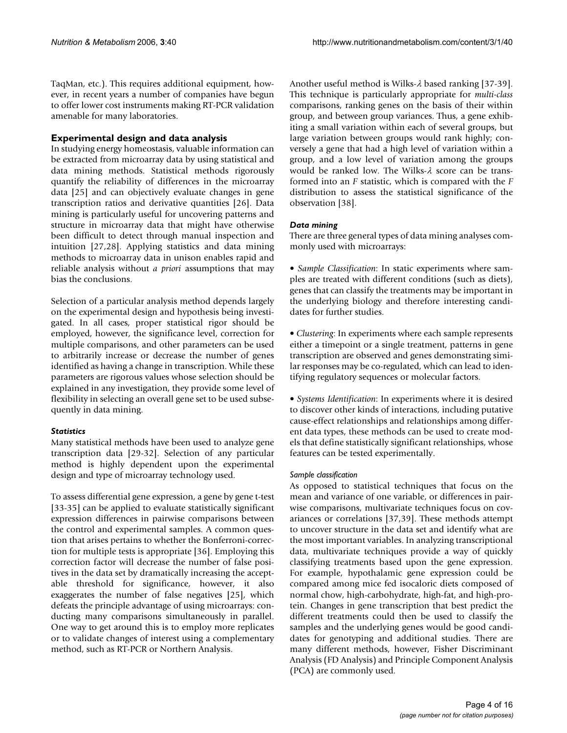TaqMan, etc.). This requires additional equipment, however, in recent years a number of companies have begun to offer lower cost instruments making RT-PCR validation amenable for many laboratories.

## Experimental design and data analysis

In studying energy homeostasis, valuable information can be extracted from microarray data by using statistical and data mining methods. Statistical methods rigorously quantify the reliability of differences in the microarray data [25] and can objectively evaluate changes in gene transcription ratios and derivative quantities [26]. Data mining is particularly useful for uncovering patterns and structure in microarray data that might have otherwise been difficult to detect through manual inspection and intuition [27,28]. Applying statistics and data mining methods to microarray data in unison enables rapid and reliable analysis without *a priori* assumptions that may bias the conclusions.

Selection of a particular analysis method depends largely on the experimental design and hypothesis being investigated. In all cases, proper statistical rigor should be employed, however, the significance level, correction for multiple comparisons, and other parameters can be used to arbitrarily increase or decrease the number of genes identified as having a change in transcription. While these parameters are rigorous values whose selection should be explained in any investigation, they provide some level of flexibility in selecting an overall gene set to be used subsequently in data mining.

### *Statistics*

Many statistical methods have been used to analyze gene transcription data [29-32]. Selection of any particular method is highly dependent upon the experimental design and type of microarray technology used.

To assess differential gene expression, a gene by gene t-test [33-35] can be applied to evaluate statistically significant expression differences in pairwise comparisons between the control and experimental samples. A common question that arises pertains to whether the Bonferroni-correction for multiple tests is appropriate [36]. Employing this correction factor will decrease the number of false positives in the data set by dramatically increasing the acceptable threshold for significance, however, it also exaggerates the number of false negatives [25], which defeats the principle advantage of using microarrays: conducting many comparisons simultaneously in parallel. One way to get around this is to employ more replicates or to validate changes of interest using a complementary method, such as RT-PCR or Northern Analysis.

Another useful method is Wilks-$\lambda$ based ranking [37-39]. This technique is particularly appropriate for *multi-class* comparisons, ranking genes on the basis of their within group, and between group variances. Thus, a gene exhibiting a small variation within each of several groups, but large variation between groups would rank highly; conversely a gene that had a high level of variation within a group, and a low level of variation among the groups would be ranked low. The Wilks-$\lambda$ score can be transformed into an $F$ statistic, which is compared with the $F$ distribution to assess the statistical significance of the observation [38].

### *Data mining*

There are three general types of data mining analyses commonly used with microarrays:

- *Sample Classification*: In static experiments where samples are treated with different conditions (such as diets), genes that can classify the treatments may be important in the underlying biology and therefore interesting candidates for further studies.

- *Clustering*: In experiments where each sample represents either a timepoint or a single treatment, patterns in gene transcription are observed and genes demonstrating similar responses may be co-regulated, which can lead to identifying regulatory sequences or molecular factors.

- *Systems Identification*: In experiments where it is desired to discover other kinds of interactions, including putative cause-effect relationships and relationships among different data types, these methods can be used to create models that define statistically significant relationships, whose features can be tested experimentally.

#### *Sample classification*

As opposed to statistical techniques that focus on the mean and variance of one variable, or differences in pairwise comparisons, multivariate techniques focus on covariances or correlations [37,39]. These methods attempt to uncover structure in the data set and identify what are the most important variables. In analyzing transcriptional data, multivariate techniques provide a way of quickly classifying treatments based upon the gene expression. For example, hypothalamic gene expression could be compared among mice fed isocaloric diets composed of normal chow, high-carbohydrate, high-fat, and high-protein. Changes in gene transcription that best predict the different treatments could then be used to classify the samples and the underlying genes would be good candidates for genotyping and additional studies. There are many different methods, however, Fisher Discriminant Analysis (FD Analysis) and Principle Component Analysis (PCA) are commonly used.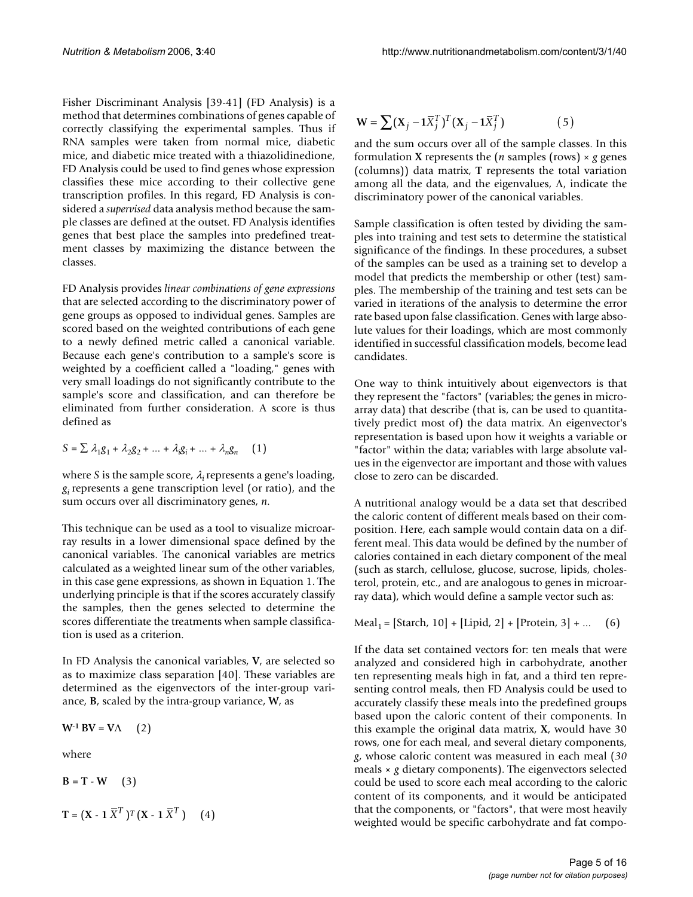Fisher Discriminant Analysis [39-41] (FD Analysis) is a method that determines combinations of genes capable of correctly classifying the experimental samples. Thus if RNA samples were taken from normal mice, diabetic mice, and diabetic mice treated with a thiazolidinedione, FD Analysis could be used to find genes whose expression classifies these mice according to their collective gene transcription profiles. In this regard, FD Analysis is considered a *supervised* data analysis method because the sample classes are defined at the outset. FD Analysis identifies genes that best place the samples into predefined treatment classes by maximizing the distance between the classes.

FD Analysis provides *linear combinations of gene expressions* that are selected according to the discriminatory power of gene groups as opposed to individual genes. Samples are scored based on the weighted contributions of each gene to a newly defined metric called a canonical variable. Because each gene's contribution to a sample's score is weighted by a coefficient called a "loading," genes with very small loadings do not significantly contribute to the sample's score and classification, and can therefore be eliminated from further consideration. A score is thus defined as

$$S = \sum \lambda_1 g_1 + \lambda_2 g_2 + \ldots + \lambda_i g_i + \ldots + \lambda_n g_n \quad (1)$$

where $S$ is the sample score, $\lambda_i$ represents a gene's loading, $g_i$ represents a gene transcription level (or ratio), and the sum occurs over all discriminatory genes, $n$.

This technique can be used as a tool to visualize microarray results in a lower dimensional space defined by the canonical variables. The canonical variables are metrics calculated as a weighted linear sum of the other variables, in this case gene expressions, as shown in Equation 1. The underlying principle is that if the scores accurately classify the samples, then the genes selected to determine the scores differentiate the treatments when sample classification is used as a criterion.

In FD Analysis the canonical variables, $\mathbf{V}$, are selected so as to maximize class separation [40]. These variables are determined as the eigenvectors of the inter-group variance, $\mathbf{B}$, scaled by the intra-group variance, $\mathbf{W}$, as

$$\mathbf{W}^{-1}\mathbf{B}\mathbf{V} = \mathbf{V}\Lambda \quad (2)$$

where

$$\mathbf{B} = \mathbf{T} - \mathbf{W} \quad (3)$$

$$\mathbf{T} = (\mathbf{X} - \mathbf{1}\,\overline{X}^T)^T(\mathbf{X} - \mathbf{1}\,\overline{X}^T) \quad (4)$$

$$\mathbf{W} = \sum(\mathbf{X}_j - \mathbf{1}\overline{X}_j^T)^T(\mathbf{X}_j - \mathbf{1}\overline{X}_j^T) \quad (5)$$

and the sum occurs over all of the sample classes. In this formulation $\mathbf{X}$ represents the ($n$ samples (rows) × $g$ genes (columns)) data matrix, $\mathbf{T}$ represents the total variation among all the data, and the eigenvalues, $\Lambda$, indicate the discriminatory power of the canonical variables.

Sample classification is often tested by dividing the samples into training and test sets to determine the statistical significance of the findings. In these procedures, a subset of the samples can be used as a training set to develop a model that predicts the membership or other (test) samples. The membership of the training and test sets can be varied in iterations of the analysis to determine the error rate based upon false classification. Genes with large absolute values for their loadings, which are most commonly identified in successful classification models, become lead candidates.

One way to think intuitively about eigenvectors is that they represent the "factors" (variables; the genes in microarray data) that describe (that is, can be used to quantitatively predict most of) the data matrix. An eigenvector's representation is based upon how it weights a variable or "factor" within the data; variables with large absolute values in the eigenvector are important and those with values close to zero can be discarded.

A nutritional analogy would be a data set that described the caloric content of different meals based on their composition. Here, each sample would contain data on a different meal. This data would be defined by the number of calories contained in each dietary component of the meal (such as starch, cellulose, glucose, sucrose, lipids, cholesterol, protein, etc., and are analogous to genes in microarray data), which would define a sample vector such as:

$$\text{Meal}_1 = [\text{Starch}, 10] + [\text{Lipid}, 2] + [\text{Protein}, 3] + \ldots \quad (6)$$

If the data set contained vectors for: ten meals that were analyzed and considered high in carbohydrate, another ten representing meals high in fat, and a third ten representing control meals, then FD Analysis could be used to accurately classify these meals into the predefined groups based upon the caloric content of their components. In this example the original data matrix, $\mathbf{X}$, would have 30 rows, one for each meal, and several dietary components, $g$, whose caloric content was measured in each meal (*30* meals × $g$ dietary components). The eigenvectors selected could be used to score each meal according to the caloric content of its components, and it would be anticipated that the components, or "factors", that were most heavily weighted would be specific carbohydrate and fat compo-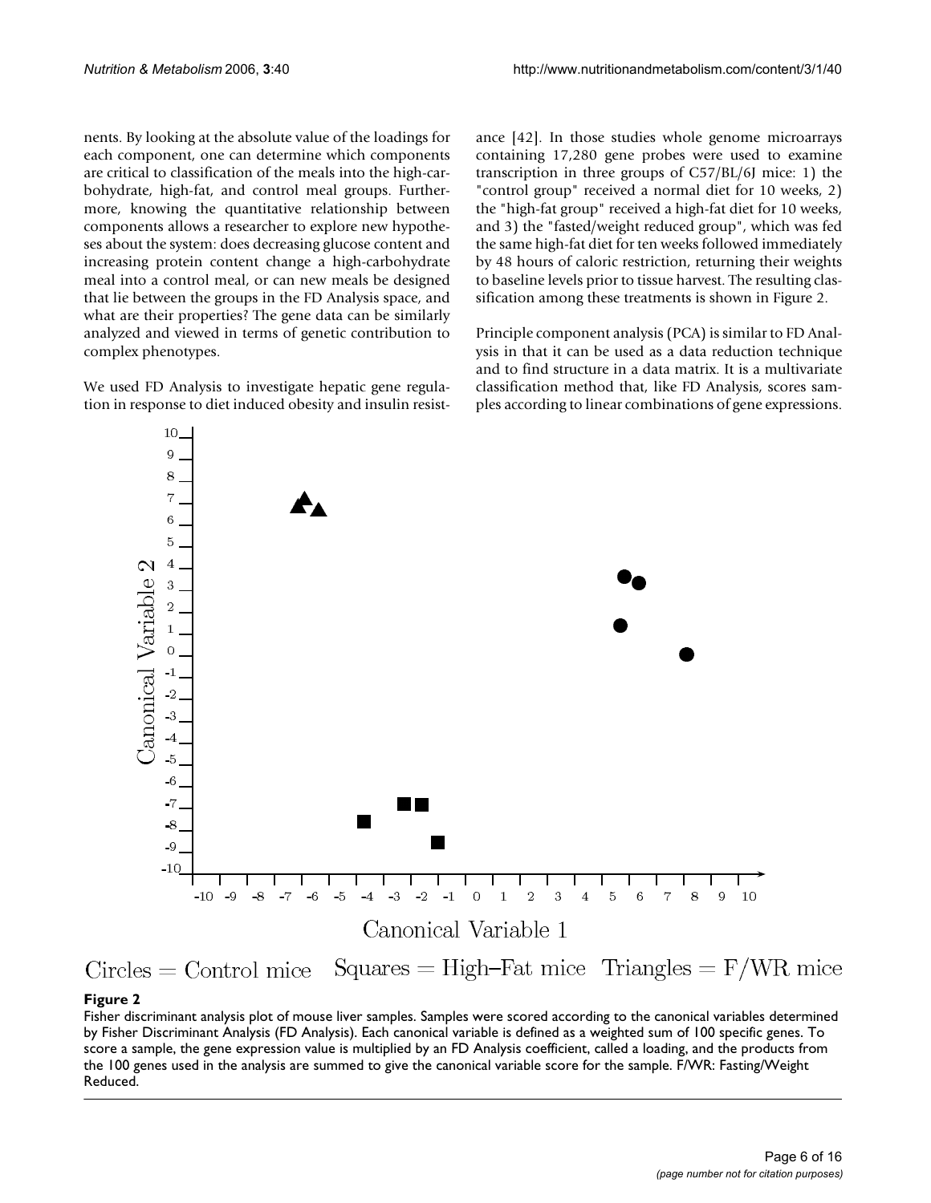nents. By looking at the absolute value of the loadings for each component, one can determine which components are critical to classification of the meals into the high-carbohydrate, high-fat, and control meal groups. Furthermore, knowing the quantitative relationship between components allows a researcher to explore new hypotheses about the system: does decreasing glucose content and increasing protein content change a high-carbohydrate meal into a control meal, or can new meals be designed that lie between the groups in the FD Analysis space, and what are their properties? The gene data can be similarly analyzed and viewed in terms of genetic contribution to complex phenotypes.

We used FD Analysis to investigate hepatic gene regulation in response to diet induced obesity and insulin resistance [42]. In those studies whole genome microarrays containing 17,280 gene probes were used to examine transcription in three groups of C57/BL/6J mice: 1) the "control group" received a normal diet for 10 weeks, 2) the "high-fat group" received a high-fat diet for 10 weeks, and 3) the "fasted/weight reduced group", which was fed the same high-fat diet for ten weeks followed immediately by 48 hours of caloric restriction, returning their weights to baseline levels prior to tissue harvest. The resulting classification among these treatments is shown in Figure 2.

Principle component analysis (PCA) is similar to FD Analysis in that it can be used as a data reduction technique and to find structure in a data matrix. It is a multivariate classification method that, like FD Analysis, scores samples according to linear combinations of gene expressions.

Circles = Control mice   Squares = High–Fat mice   Triangles = F/WR mice

**Figure 2**

Fisher discriminant analysis plot of mouse liver samples. Samples were scored according to the canonical variables determined by Fisher Discriminant Analysis (FD Analysis). Each canonical variable is defined as a weighted sum of 100 specific genes. To score a sample, the gene expression value is multiplied by an FD Analysis coefficient, called a loading, and the products from the 100 genes used in the analysis are summed to give the canonical variable score for the sample. F/WR: Fasting/Weight Reduced.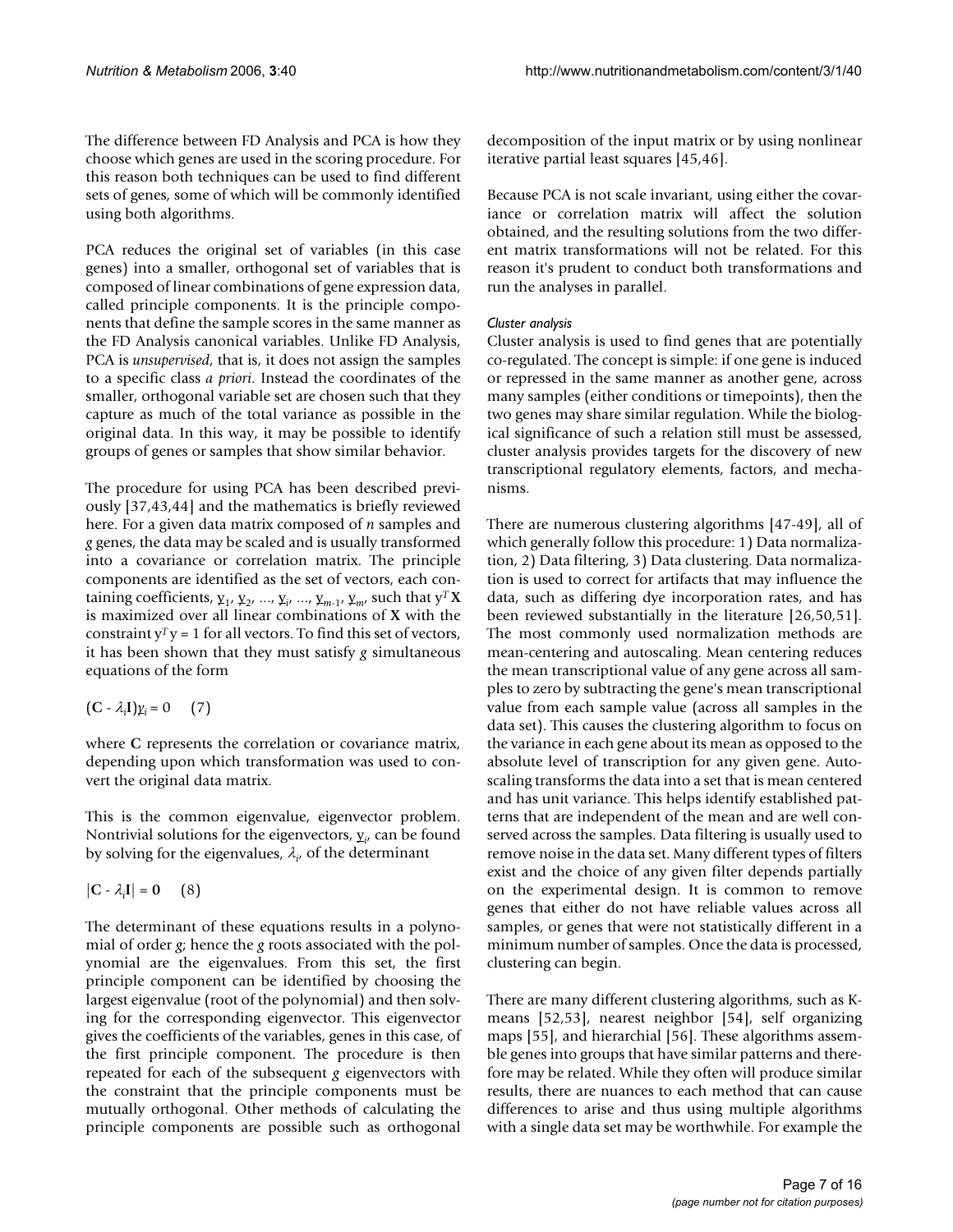The difference between FD Analysis and PCA is how they choose which genes are used in the scoring procedure. For this reason both techniques can be used to find different sets of genes, some of which will be commonly identified using both algorithms.

PCA reduces the original set of variables (in this case genes) into a smaller, orthogonal set of variables that is composed of linear combinations of gene expression data, called principle components. It is the principle components that define the sample scores in the same manner as the FD Analysis canonical variables. Unlike FD Analysis, PCA is *unsupervised*, that is, it does not assign the samples to a specific class *a priori*. Instead the coordinates of the smaller, orthogonal variable set are chosen such that they capture as much of the total variance as possible in the original data. In this way, it may be possible to identify groups of genes or samples that show similar behavior.

The procedure for using PCA has been described previously [37,43,44] and the mathematics is briefly reviewed here. For a given data matrix composed of *n* samples and *g* genes, the data may be scaled and is usually transformed into a covariance or correlation matrix. The principle components are identified as the set of vectors, each containing coefficients, $\underline{y}_1$, $\underline{y}_2$, ..., $\underline{y}_i$, ..., $\underline{y}_{m-1}$, $\underline{y}_m$, such that $y^T\mathbf{X}$ is maximized over all linear combinations of $\mathbf{X}$ with the constraint $y^T y = 1$ for all vectors. To find this set of vectors, it has been shown that they must satisfy *g* simultaneous equations of the form

$$(\mathbf{C} - \lambda_i \mathbf{I})\underline{y}_i = 0 \quad (7)$$

where $\mathbf{C}$ represents the correlation or covariance matrix, depending upon which transformation was used to convert the original data matrix.

This is the common eigenvalue, eigenvector problem. Nontrivial solutions for the eigenvectors, $\underline{y}_i$, can be found by solving for the eigenvalues, $\lambda_i$, of the determinant

$$|\mathbf{C} - \lambda_i \mathbf{I}| = \mathbf{0} \quad (8)$$

The determinant of these equations results in a polynomial of order *g*; hence the *g* roots associated with the polynomial are the eigenvalues. From this set, the first principle component can be identified by choosing the largest eigenvalue (root of the polynomial) and then solving for the corresponding eigenvector. This eigenvector gives the coefficients of the variables, genes in this case, of the first principle component. The procedure is then repeated for each of the subsequent *g* eigenvectors with the constraint that the principle components must be mutually orthogonal. Other methods of calculating the principle components are possible such as orthogonal decomposition of the input matrix or by using nonlinear iterative partial least squares [45,46].

Because PCA is not scale invariant, using either the covariance or correlation matrix will affect the solution obtained, and the resulting solutions from the two different matrix transformations will not be related. For this reason it's prudent to conduct both transformations and run the analyses in parallel.

#### *Cluster analysis*

Cluster analysis is used to find genes that are potentially co-regulated. The concept is simple: if one gene is induced or repressed in the same manner as another gene, across many samples (either conditions or timepoints), then the two genes may share similar regulation. While the biological significance of such a relation still must be assessed, cluster analysis provides targets for the discovery of new transcriptional regulatory elements, factors, and mechanisms.

There are numerous clustering algorithms [47-49], all of which generally follow this procedure: 1) Data normalization, 2) Data filtering, 3) Data clustering. Data normalization is used to correct for artifacts that may influence the data, such as differing dye incorporation rates, and has been reviewed substantially in the literature [26,50,51]. The most commonly used normalization methods are mean-centering and autoscaling. Mean centering reduces the mean transcriptional value of any gene across all samples to zero by subtracting the gene's mean transcriptional value from each sample value (across all samples in the data set). This causes the clustering algorithm to focus on the variance in each gene about its mean as opposed to the absolute level of transcription for any given gene. Autoscaling transforms the data into a set that is mean centered and has unit variance. This helps identify established patterns that are independent of the mean and are well conserved across the samples. Data filtering is usually used to remove noise in the data set. Many different types of filters exist and the choice of any given filter depends partially on the experimental design. It is common to remove genes that either do not have reliable values across all samples, or genes that were not statistically different in a minimum number of samples. Once the data is processed, clustering can begin.

There are many different clustering algorithms, such as K-means [52,53], nearest neighbor [54], self organizing maps [55], and hierarchial [56]. These algorithms assemble genes into groups that have similar patterns and therefore may be related. While they often will produce similar results, there are nuances to each method that can cause differences to arise and thus using multiple algorithms with a single data set may be worthwhile. For example the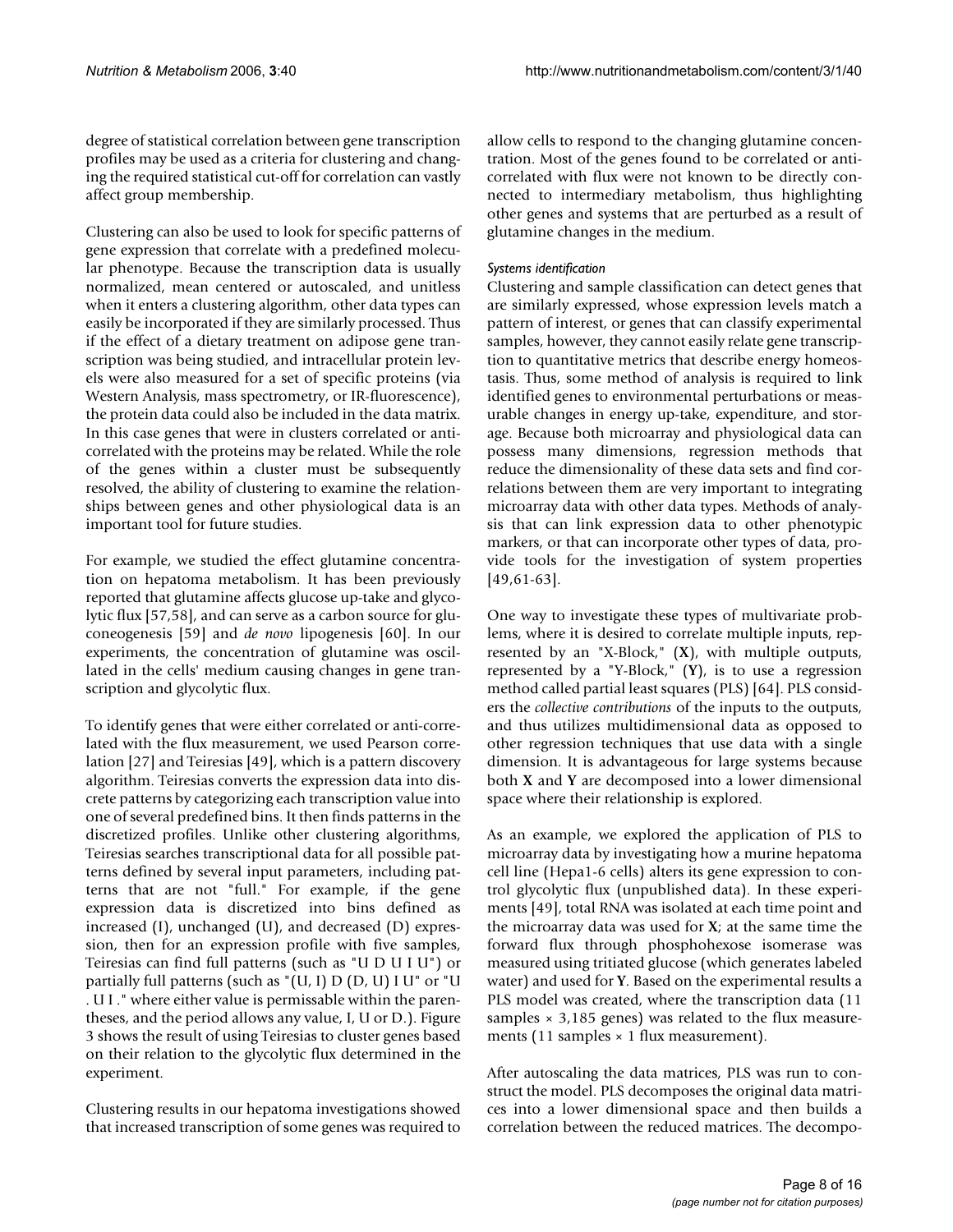degree of statistical correlation between gene transcription profiles may be used as a criteria for clustering and changing the required statistical cut-off for correlation can vastly affect group membership.

Clustering can also be used to look for specific patterns of gene expression that correlate with a predefined molecular phenotype. Because the transcription data is usually normalized, mean centered or autoscaled, and unitless when it enters a clustering algorithm, other data types can easily be incorporated if they are similarly processed. Thus if the effect of a dietary treatment on adipose gene transcription was being studied, and intracellular protein levels were also measured for a set of specific proteins (via Western Analysis, mass spectrometry, or IR-fluorescence), the protein data could also be included in the data matrix. In this case genes that were in clusters correlated or anti-correlated with the proteins may be related. While the role of the genes within a cluster must be subsequently resolved, the ability of clustering to examine the relationships between genes and other physiological data is an important tool for future studies.

For example, we studied the effect glutamine concentration on hepatoma metabolism. It has been previously reported that glutamine affects glucose up-take and glycolytic flux [57,58], and can serve as a carbon source for gluconeogenesis [59] and *de novo* lipogenesis [60]. In our experiments, the concentration of glutamine was oscillated in the cells' medium causing changes in gene transcription and glycolytic flux.

To identify genes that were either correlated or anti-correlated with the flux measurement, we used Pearson correlation [27] and Teiresias [49], which is a pattern discovery algorithm. Teiresias converts the expression data into discrete patterns by categorizing each transcription value into one of several predefined bins. It then finds patterns in the discretized profiles. Unlike other clustering algorithms, Teiresias searches transcriptional data for all possible patterns defined by several input parameters, including patterns that are not "full." For example, if the gene expression data is discretized into bins defined as increased (I), unchanged (U), and decreased (D) expression, then for an expression profile with five samples, Teiresias can find full patterns (such as "U D U I U") or partially full patterns (such as "(U, I) D (D, U) I U" or "U . U I ." where either value is permissable within the parentheses, and the period allows any value, I, U or D.). Figure 3 shows the result of using Teiresias to cluster genes based on their relation to the glycolytic flux determined in the experiment.

Clustering results in our hepatoma investigations showed that increased transcription of some genes was required to allow cells to respond to the changing glutamine concentration. Most of the genes found to be correlated or anti-correlated with flux were not known to be directly connected to intermediary metabolism, thus highlighting other genes and systems that are perturbed as a result of glutamine changes in the medium.

#### *Systems identification*

Clustering and sample classification can detect genes that are similarly expressed, whose expression levels match a pattern of interest, or genes that can classify experimental samples, however, they cannot easily relate gene transcription to quantitative metrics that describe energy homeostasis. Thus, some method of analysis is required to link identified genes to environmental perturbations or measurable changes in energy up-take, expenditure, and storage. Because both microarray and physiological data can possess many dimensions, regression methods that reduce the dimensionality of these data sets and find correlations between them are very important to integrating microarray data with other data types. Methods of analysis that can link expression data to other phenotypic markers, or that can incorporate other types of data, provide tools for the investigation of system properties [49,61-63].

One way to investigate these types of multivariate problems, where it is desired to correlate multiple inputs, represented by an "X-Block," (**X**), with multiple outputs, represented by a "Y-Block," (**Y**), is to use a regression method called partial least squares (PLS) [64]. PLS considers the *collective contributions* of the inputs to the outputs, and thus utilizes multidimensional data as opposed to other regression techniques that use data with a single dimension. It is advantageous for large systems because both **X** and **Y** are decomposed into a lower dimensional space where their relationship is explored.

As an example, we explored the application of PLS to microarray data by investigating how a murine hepatoma cell line (Hepa1-6 cells) alters its gene expression to control glycolytic flux (unpublished data). In these experiments [49], total RNA was isolated at each time point and the microarray data was used for **X**; at the same time the forward flux through phosphohexose isomerase was measured using tritiated glucose (which generates labeled water) and used for **Y**. Based on the experimental results a PLS model was created, where the transcription data (11 samples × 3,185 genes) was related to the flux measurements (11 samples × 1 flux measurement).

After autoscaling the data matrices, PLS was run to construct the model. PLS decomposes the original data matrices into a lower dimensional space and then builds a correlation between the reduced matrices. The decompo-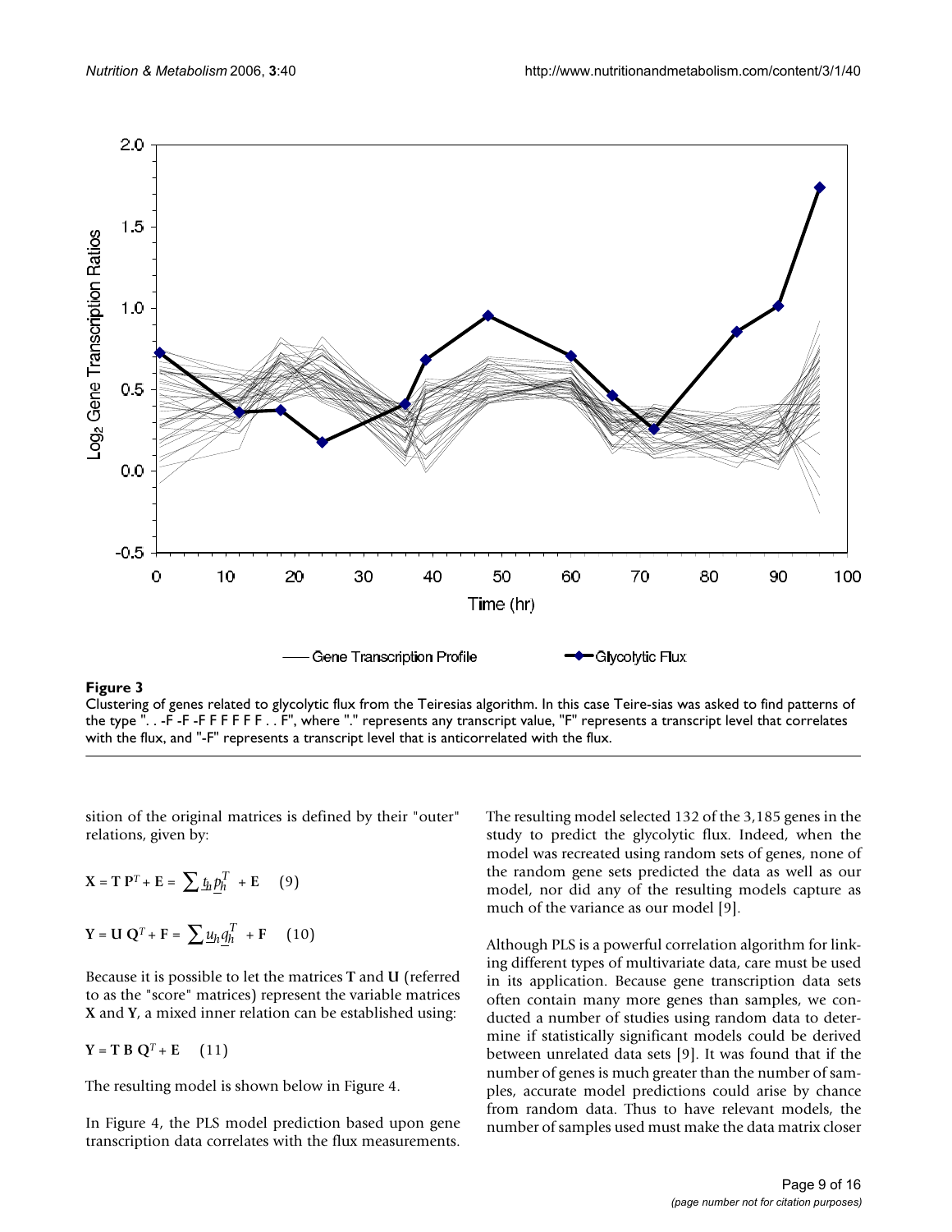**Figure 3**

Clustering of genes related to glycolytic flux from the Teiresias algorithm. In this case Teire-sias was asked to find patterns of the type ". . -F -F -F F F F F F . . F", where "." represents any transcript value, "F" represents a transcript level that correlates with the flux, and "-F" represents a transcript level that is anticorrelated with the flux.

sition of the original matrices is defined by their "outer" relations, given by:

$$\mathbf{X} = \mathbf{T}\,\mathbf{P}^T + \mathbf{E} = \sum \underline{t}_h \underline{p}_h^T + \mathbf{E} \quad (9)$$

$$\mathbf{Y} = \mathbf{U}\,\mathbf{Q}^T + \mathbf{F} = \sum \underline{u}_h \underline{q}_h^T + \mathbf{F} \quad (10)$$

Because it is possible to let the matrices **T** and **U** (referred to as the "score" matrices) represent the variable matrices **X** and **Y**, a mixed inner relation can be established using:

$$\mathbf{Y} = \mathbf{T}\,\mathbf{B}\,\mathbf{Q}^T + \mathbf{E} \quad (11)$$

The resulting model is shown below in Figure 4.

In Figure 4, the PLS model prediction based upon gene transcription data correlates with the flux measurements. The resulting model selected 132 of the 3,185 genes in the study to predict the glycolytic flux. Indeed, when the model was recreated using random sets of genes, none of the random gene sets predicted the data as well as our model, nor did any of the resulting models capture as much of the variance as our model [9].

Although PLS is a powerful correlation algorithm for linking different types of multivariate data, care must be used in its application. Because gene transcription data sets often contain many more genes than samples, we conducted a number of studies using random data to determine if statistically significant models could be derived between unrelated data sets [9]. It was found that if the number of genes is much greater than the number of samples, accurate model predictions could arise by chance from random data. Thus to have relevant models, the number of samples used must make the data matrix closer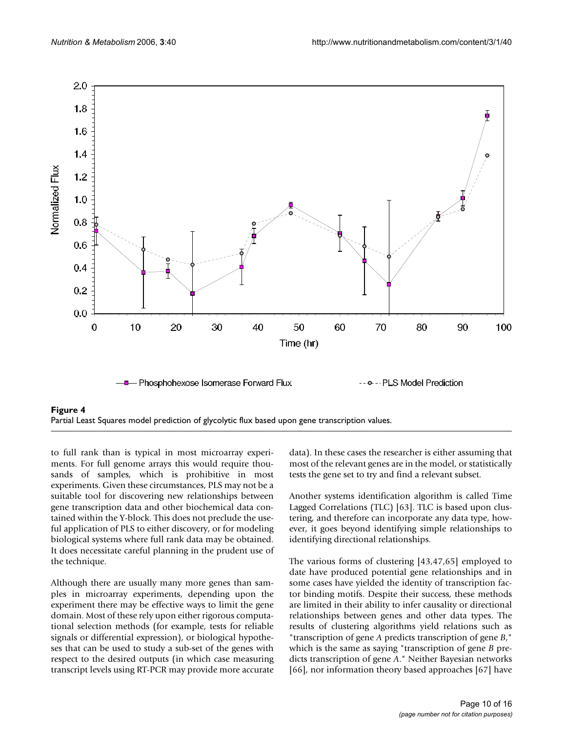2.0
1.8
1.6
1.4
1.2
1.0
0.8
0.6
0.4
0.2
0.0

Normalized Flux

0 10 20 30 40 50 60 70 80 90 100

Time (hr)

Phosphohexose Isomerase Forward Flux

PLS Model Prediction

**Figure 4**
Partial Least Squares model prediction of glycolytic flux based upon gene transcription values.

to full rank than is typical in most microarray experiments. For full genome arrays this would require thousands of samples, which is prohibitive in most experiments. Given these circumstances, PLS may not be a suitable tool for discovering new relationships between gene transcription data and other biochemical data contained within the Y-block. This does not preclude the useful application of PLS to either discovery, or for modeling biological systems where full rank data may be obtained. It does necessitate careful planning in the prudent use of the technique.

Although there are usually many more genes than samples in microarray experiments, depending upon the experiment there may be effective ways to limit the gene domain. Most of these rely upon either rigorous computational selection methods (for example, tests for reliable signals or differential expression), or biological hypotheses that can be used to study a sub-set of the genes with respect to the desired outputs (in which case measuring transcript levels using RT-PCR may provide more accurate data). In these cases the researcher is either assuming that most of the relevant genes are in the model, or statistically tests the gene set to try and find a relevant subset.

Another systems identification algorithm is called Time Lagged Correlations (TLC) [63]. TLC is based upon clustering, and therefore can incorporate any data type, however, it goes beyond identifying simple relationships to identifying directional relationships.

The various forms of clustering [43,47,65] employed to date have produced potential gene relationships and in some cases have yielded the identity of transcription factor binding motifs. Despite their success, these methods are limited in their ability to infer causality or directional relationships between genes and other data types. The results of clustering algorithms yield relations such as "transcription of gene *A* predicts transcription of gene *B*," which is the same as saying "transcription of gene *B* predicts transcription of gene *A*." Neither Bayesian networks [66], nor information theory based approaches [67] have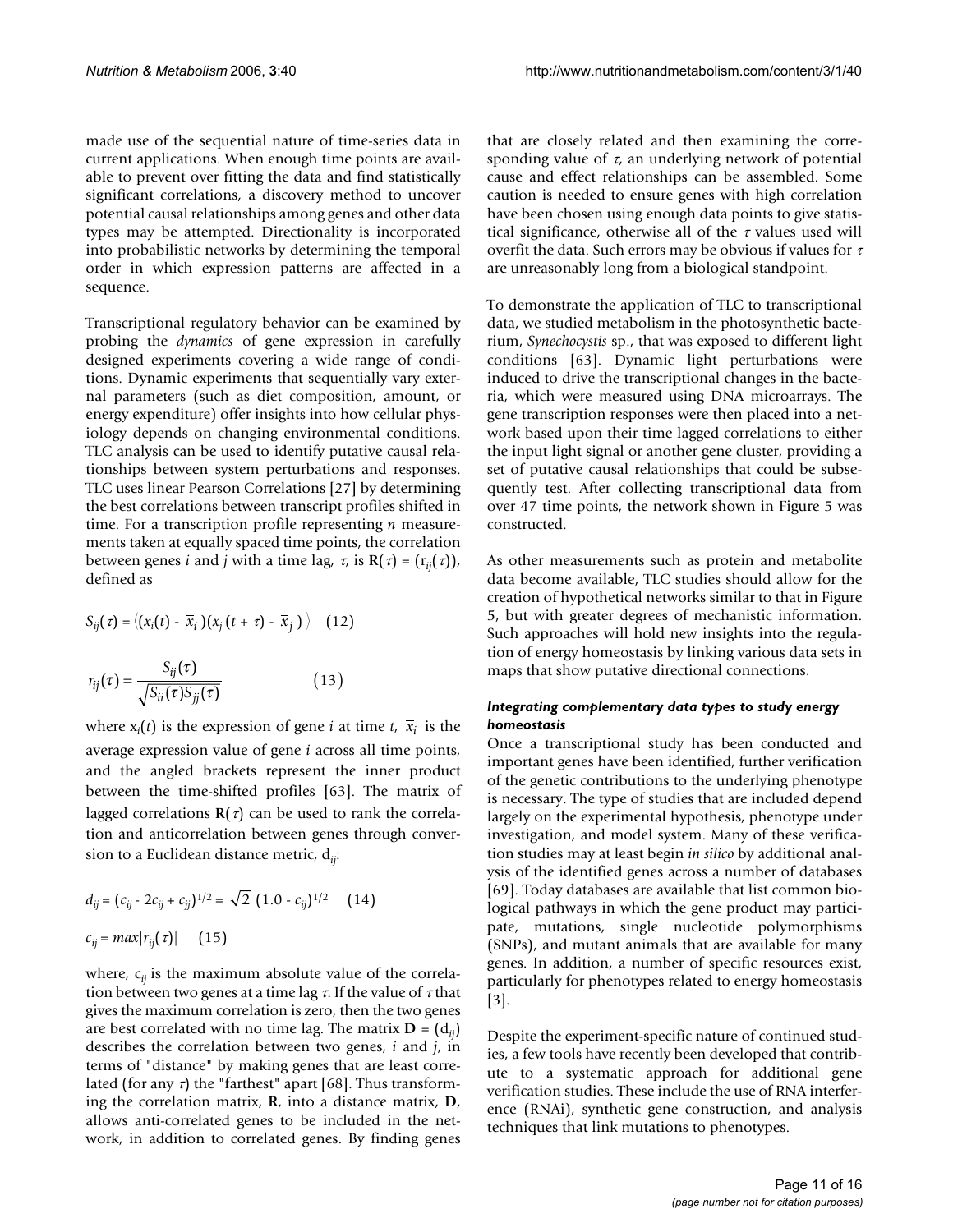made use of the sequential nature of time-series data in current applications. When enough time points are available to prevent over fitting the data and find statistically significant correlations, a discovery method to uncover potential causal relationships among genes and other data types may be attempted. Directionality is incorporated into probabilistic networks by determining the temporal order in which expression patterns are affected in a sequence.

Transcriptional regulatory behavior can be examined by probing the *dynamics* of gene expression in carefully designed experiments covering a wide range of conditions. Dynamic experiments that sequentially vary external parameters (such as diet composition, amount, or energy expenditure) offer insights into how cellular physiology depends on changing environmental conditions. TLC analysis can be used to identify putative causal relationships between system perturbations and responses. TLC uses linear Pearson Correlations [27] by determining the best correlations between transcript profiles shifted in time. For a transcription profile representing *n* measurements taken at equally spaced time points, the correlation between genes *i* and *j* with a time lag, $\tau$, is $\mathbf{R}(\tau) = (r_{ij}(\tau))$, defined as

$$S_{ij}(\tau) = \langle (x_i(t) - \bar{x}_i)(x_j(t+\tau) - \bar{x}_j) \rangle \quad (12)$$

$$r_{ij}(\tau) = \frac{S_{ij}(\tau)}{\sqrt{S_{ii}(\tau)S_{jj}(\tau)}} \quad (13)$$

where $x_i(t)$ is the expression of gene *i* at time *t*, $\bar{x}_i$ is the average expression value of gene *i* across all time points, and the angled brackets represent the inner product between the time-shifted profiles [63]. The matrix of lagged correlations $\mathbf{R}(\tau)$ can be used to rank the correlation and anticorrelation between genes through conversion to a Euclidean distance metric, $d_{ij}$:

$$d_{ij} = (c_{ij} - 2c_{ij} + c_{jj})^{1/2} = \sqrt{2}\,(1.0 - c_{ij})^{1/2} \quad (14)$$

$$c_{ij} = max|r_{ij}(\tau)| \quad (15)$$

where, $c_{ij}$ is the maximum absolute value of the correlation between two genes at a time lag $\tau$. If the value of $\tau$ that gives the maximum correlation is zero, then the two genes are best correlated with no time lag. The matrix $\mathbf{D} = (d_{ij})$ describes the correlation between two genes, *i* and *j*, in terms of "distance" by making genes that are least correlated (for any $\tau$) the "farthest" apart [68]. Thus transforming the correlation matrix, **R**, into a distance matrix, **D**, allows anti-correlated genes to be included in the network, in addition to correlated genes. By finding genes that are closely related and then examining the corresponding value of $\tau$, an underlying network of potential cause and effect relationships can be assembled. Some caution is needed to ensure genes with high correlation have been chosen using enough data points to give statistical significance, otherwise all of the $\tau$ values used will overfit the data. Such errors may be obvious if values for $\tau$ are unreasonably long from a biological standpoint.

To demonstrate the application of TLC to transcriptional data, we studied metabolism in the photosynthetic bacterium, *Synechocystis* sp., that was exposed to different light conditions [63]. Dynamic light perturbations were induced to drive the transcriptional changes in the bacteria, which were measured using DNA microarrays. The gene transcription responses were then placed into a network based upon their time lagged correlations to either the input light signal or another gene cluster, providing a set of putative causal relationships that could be subsequently test. After collecting transcriptional data from over 47 time points, the network shown in Figure 5 was constructed.

As other measurements such as protein and metabolite data become available, TLC studies should allow for the creation of hypothetical networks similar to that in Figure 5, but with greater degrees of mechanistic information. Such approaches will hold new insights into the regulation of energy homeostasis by linking various data sets in maps that show putative directional connections.

#### *Integrating complementary data types to study energy homeostasis*

Once a transcriptional study has been conducted and important genes have been identified, further verification of the genetic contributions to the underlying phenotype is necessary. The type of studies that are included depend largely on the experimental hypothesis, phenotype under investigation, and model system. Many of these verification studies may at least begin *in silico* by additional analysis of the identified genes across a number of databases [69]. Today databases are available that list common biological pathways in which the gene product may participate, mutations, single nucleotide polymorphisms (SNPs), and mutant animals that are available for many genes. In addition, a number of specific resources exist, particularly for phenotypes related to energy homeostasis [3].

Despite the experiment-specific nature of continued studies, a few tools have recently been developed that contribute to a systematic approach for additional gene verification studies. These include the use of RNA interference (RNAi), synthetic gene construction, and analysis techniques that link mutations to phenotypes.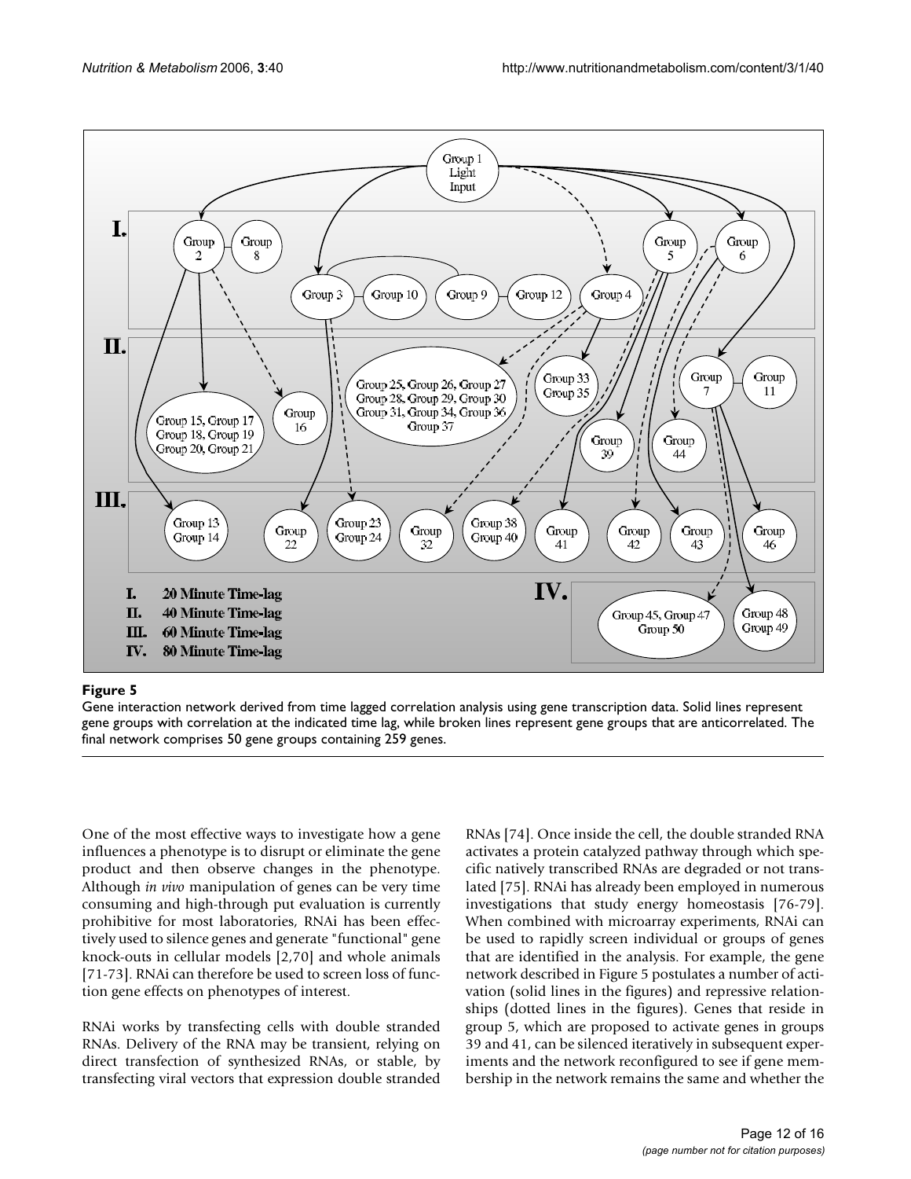**Figure 5**

Gene interaction network derived from time lagged correlation analysis using gene transcription data. Solid lines represent gene groups with correlation at the indicated time lag, while broken lines represent gene groups that are anticorrelated. The final network comprises 50 gene groups containing 259 genes.

One of the most effective ways to investigate how a gene influences a phenotype is to disrupt or eliminate the gene product and then observe changes in the phenotype. Although *in vivo* manipulation of genes can be very time consuming and high-through put evaluation is currently prohibitive for most laboratories, RNAi has been effectively used to silence genes and generate "functional" gene knock-outs in cellular models [2,70] and whole animals [71-73]. RNAi can therefore be used to screen loss of function gene effects on phenotypes of interest.

RNAi works by transfecting cells with double stranded RNAs. Delivery of the RNA may be transient, relying on direct transfection of synthesized RNAs, or stable, by transfecting viral vectors that expression double stranded RNAs [74]. Once inside the cell, the double stranded RNA activates a protein catalyzed pathway through which specific natively transcribed RNAs are degraded or not translated [75]. RNAi has already been employed in numerous investigations that study energy homeostasis [76-79]. When combined with microarray experiments, RNAi can be used to rapidly screen individual or groups of genes that are identified in the analysis. For example, the gene network described in Figure 5 postulates a number of activation (solid lines in the figures) and repressive relationships (dotted lines in the figures). Genes that reside in group 5, which are proposed to activate genes in groups 39 and 41, can be silenced iteratively in subsequent experiments and the network reconfigured to see if gene membership in the network remains the same and whether the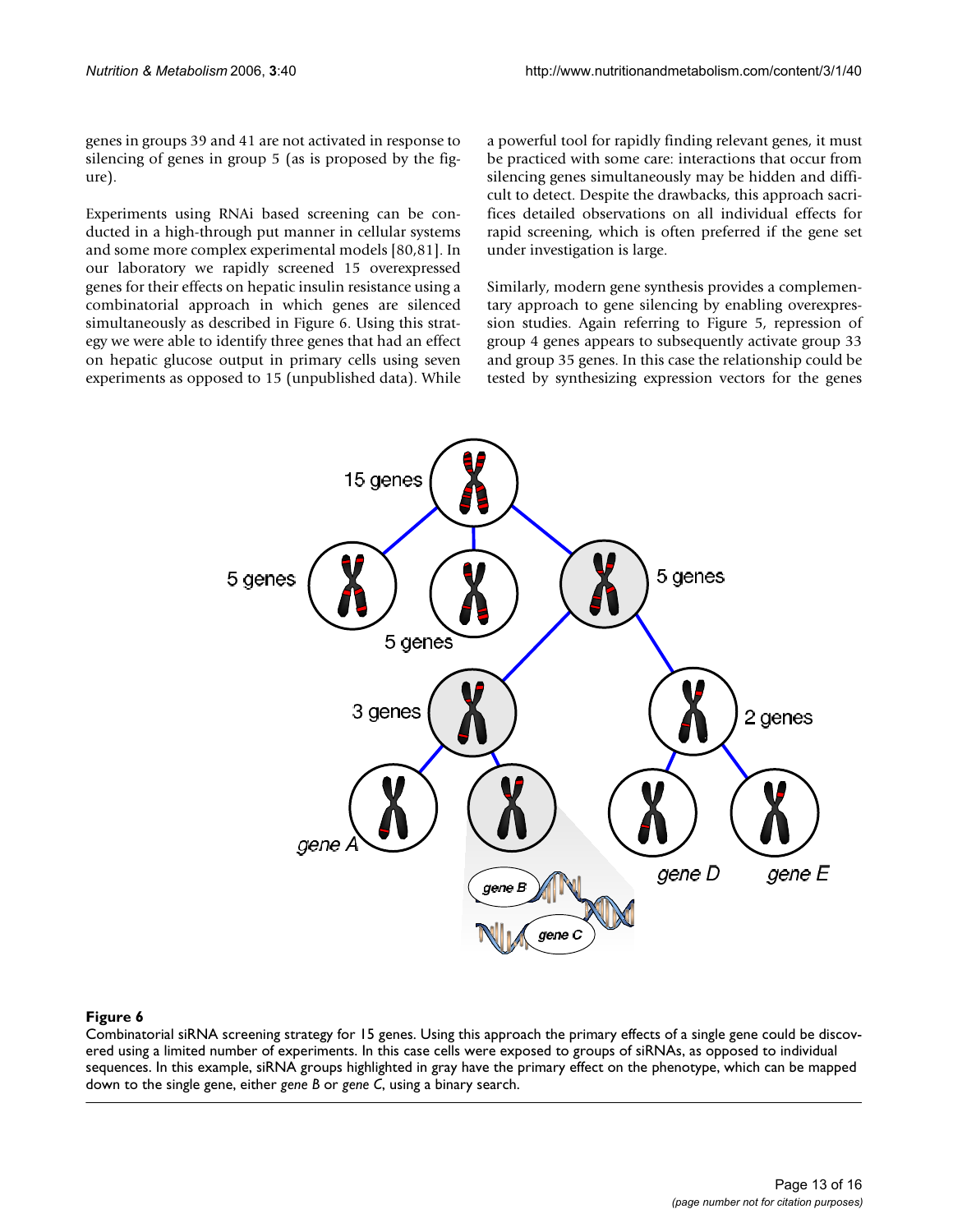genes in groups 39 and 41 are not activated in response to silencing of genes in group 5 (as is proposed by the figure).

Experiments using RNAi based screening can be conducted in a high-through put manner in cellular systems and some more complex experimental models [80,81]. In our laboratory we rapidly screened 15 overexpressed genes for their effects on hepatic insulin resistance using a combinatorial approach in which genes are silenced simultaneously as described in Figure 6. Using this strategy we were able to identify three genes that had an effect on hepatic glucose output in primary cells using seven experiments as opposed to 15 (unpublished data). While a powerful tool for rapidly finding relevant genes, it must be practiced with some care: interactions that occur from silencing genes simultaneously may be hidden and difficult to detect. Despite the drawbacks, this approach sacrifices detailed observations on all individual effects for rapid screening, which is often preferred if the gene set under investigation is large.

Similarly, modern gene synthesis provides a complementary approach to gene silencing by enabling overexpression studies. Again referring to Figure 5, repression of group 4 genes appears to subsequently activate group 33 and group 35 genes. In this case the relationship could be tested by synthesizing expression vectors for the genes

**Figure 6**
Combinatorial siRNA screening strategy for 15 genes. Using this approach the primary effects of a single gene could be discovered using a limited number of experiments. In this case cells were exposed to groups of siRNAs, as opposed to individual sequences. In this example, siRNA groups highlighted in gray have the primary effect on the phenotype, which can be mapped down to the single gene, either *gene B* or *gene C*, using a binary search.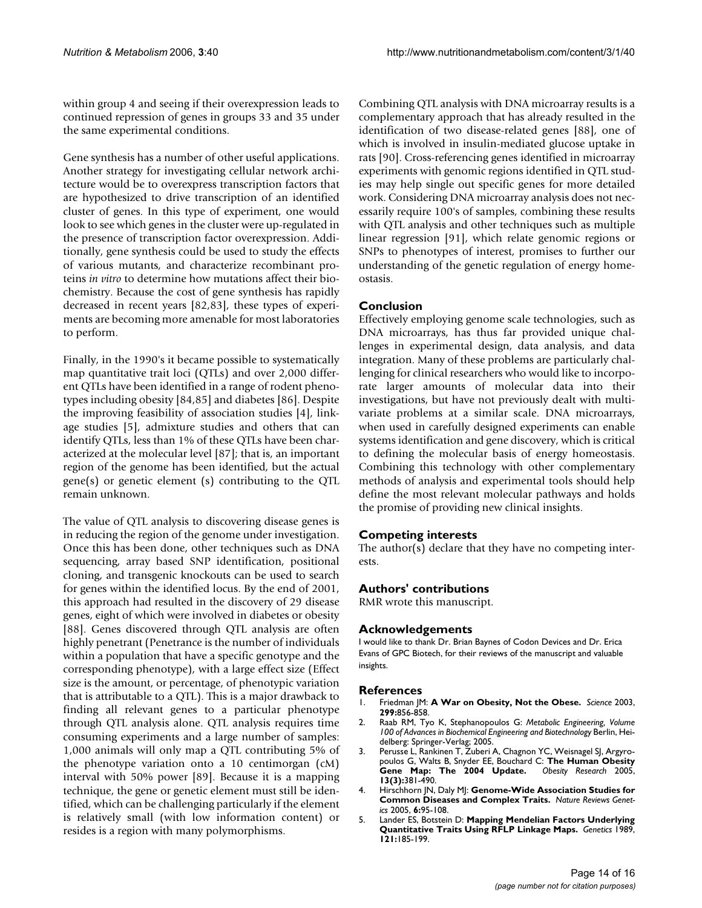within group 4 and seeing if their overexpression leads to continued repression of genes in groups 33 and 35 under the same experimental conditions.

Gene synthesis has a number of other useful applications. Another strategy for investigating cellular network architecture would be to overexpress transcription factors that are hypothesized to drive transcription of an identified cluster of genes. In this type of experiment, one would look to see which genes in the cluster were up-regulated in the presence of transcription factor overexpression. Additionally, gene synthesis could be used to study the effects of various mutants, and characterize recombinant proteins *in vitro* to determine how mutations affect their biochemistry. Because the cost of gene synthesis has rapidly decreased in recent years [82,83], these types of experiments are becoming more amenable for most laboratories to perform.

Finally, in the 1990's it became possible to systematically map quantitative trait loci (QTLs) and over 2,000 different QTLs have been identified in a range of rodent phenotypes including obesity [84,85] and diabetes [86]. Despite the improving feasibility of association studies [4], linkage studies [5], admixture studies and others that can identify QTLs, less than 1% of these QTLs have been characterized at the molecular level [87]; that is, an important region of the genome has been identified, but the actual gene(s) or genetic element (s) contributing to the QTL remain unknown.

The value of QTL analysis to discovering disease genes is in reducing the region of the genome under investigation. Once this has been done, other techniques such as DNA sequencing, array based SNP identification, positional cloning, and transgenic knockouts can be used to search for genes within the identified locus. By the end of 2001, this approach had resulted in the discovery of 29 disease genes, eight of which were involved in diabetes or obesity [88]. Genes discovered through QTL analysis are often highly penetrant (Penetrance is the number of individuals within a population that have a specific genotype and the corresponding phenotype), with a large effect size (Effect size is the amount, or percentage, of phenotypic variation that is attributable to a QTL). This is a major drawback to finding all relevant genes to a particular phenotype through QTL analysis alone. QTL analysis requires time consuming experiments and a large number of samples: 1,000 animals will only map a QTL contributing 5% of the phenotype variation onto a 10 centimorgan (cM) interval with 50% power [89]. Because it is a mapping technique, the gene or genetic element must still be identified, which can be challenging particularly if the element is relatively small (with low information content) or resides is a region with many polymorphisms.

Combining QTL analysis with DNA microarray results is a complementary approach that has already resulted in the identification of two disease-related genes [88], one of which is involved in insulin-mediated glucose uptake in rats [90]. Cross-referencing genes identified in microarray experiments with genomic regions identified in QTL studies may help single out specific genes for more detailed work. Considering DNA microarray analysis does not necessarily require 100's of samples, combining these results with QTL analysis and other techniques such as multiple linear regression [91], which relate genomic regions or SNPs to phenotypes of interest, promises to further our understanding of the genetic regulation of energy homeostasis.

## Conclusion

Effectively employing genome scale technologies, such as DNA microarrays, has thus far provided unique challenges in experimental design, data analysis, and data integration. Many of these problems are particularly challenging for clinical researchers who would like to incorporate larger amounts of molecular data into their investigations, but have not previously dealt with multivariate problems at a similar scale. DNA microarrays, when used in carefully designed experiments can enable systems identification and gene discovery, which is critical to defining the molecular basis of energy homeostasis. Combining this technology with other complementary methods of analysis and experimental tools should help define the most relevant molecular pathways and holds the promise of providing new clinical insights.

## Competing interests

The author(s) declare that they have no competing interests.

## Authors' contributions

RMR wrote this manuscript.

## Acknowledgements

I would like to thank Dr. Brian Baynes of Codon Devices and Dr. Erica Evans of GPC Biotech, for their reviews of the manuscript and valuable insights.

## References

1. Friedman JM: **A War on Obesity, Not the Obese.** *Science* 2003, **299:**856-858.
2. Raab RM, Tyo K, Stephanopoulos G: *Metabolic Engineering, Volume 100 of Advances in Biochemical Engineering and Biotechnology* Berlin, Heidelberg: Springer-Verlag; 2005.
3. Perusse L, Rankinen T, Zuberi A, Chagnon YC, Weisnagel SJ, Argyropoulos G, Walts B, Snyder EE, Bouchard C: **The Human Obesity Gene Map: The 2004 Update.** *Obesity Research* 2005, **13(3):**381-490.
4. Hirschhorn JN, Daly MJ: **Genome-Wide Association Studies for Common Diseases and Complex Traits.** *Nature Reviews Genetics* 2005, **6:**95-108.
5. Lander ES, Botstein D: **Mapping Mendelian Factors Underlying Quantitative Traits Using RFLP Linkage Maps.** *Genetics* 1989, **121:**185-199.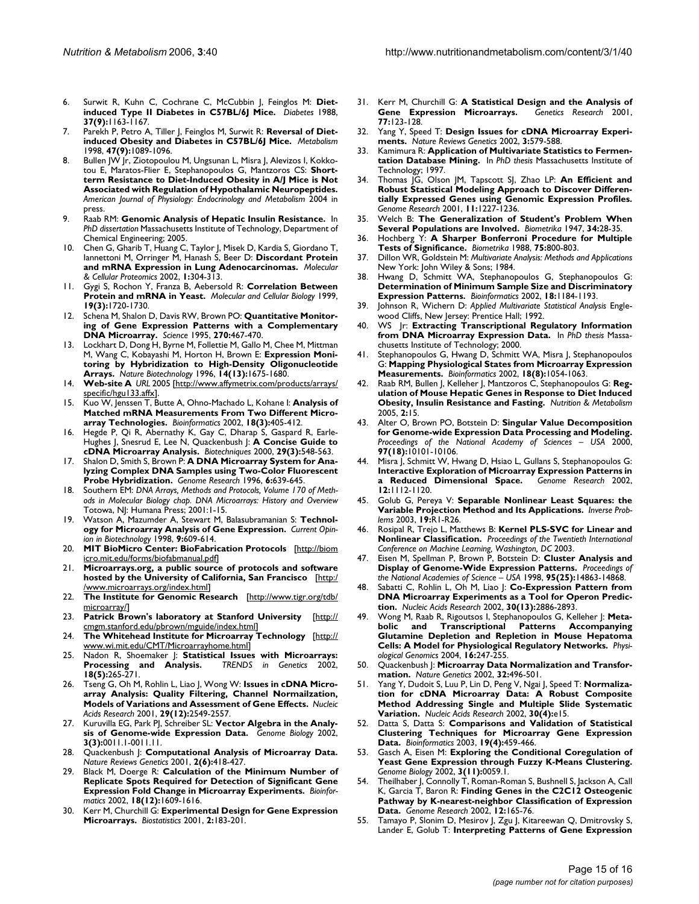6. Surwit R, Kuhn C, Cochrane C, McCubbin J, Feinglos M: **Diet-induced Type II Diabetes in C57BL/6J Mice.** *Diabetes* 1988, **37(9):**1163-1167.
7. Parekh P, Petro A, Tiller J, Feinglos M, Surwit R: **Reversal of Diet-induced Obesity and Diabetes in C57BL/6J Mice.** *Metabolism* 1998, **47(9):**1089-1096.
8. Bullen JW Jr, Ziotopoulou M, Ungsunan L, Misra J, Alevizos I, Kokkotou E, Maratos-Flier E, Stephanopoulos G, Mantzoros CS: **Short-term Resistance to Diet-Induced Obesity in A/J Mice is Not Associated with Regulation of Hypothalamic Neuropeptides.** *American Journal of Physiology: Endocrinology and Metabolism* 2004 in press.
9. Raab RM: **Genomic Analysis of Hepatic Insulin Resistance.** In *PhD dissertation* Massachusetts Institute of Technology, Department of Chemical Engineering; 2005.
10. Chen G, Gharib T, Huang C, Taylor J, Misek D, Kardia S, Giordano T, Iannettoni M, Orringer M, Hanash S, Beer D: **Discordant Protein and mRNA Expression in Lung Adenocarcinomas.** *Molecular & Cellular Proteomics* 2002, **1:**304-313.
11. Gygi S, Rochon Y, Franza B, Aebersold R: **Correlation Between Protein and mRNA in Yeast.** *Molecular and Cellular Biology* 1999, **19(3):**1720-1730.
12. Schena M, Shalon D, Davis RW, Brown PO: **Quantitative Monitoring of Gene Expression Patterns with a Complementary DNA Microarray.** *Science* 1995, **270:**467-470.
13. Lockhart D, Dong H, Byrne M, Follettie M, Gallo M, Chee M, Mittman M, Wang C, Kobayashi M, Horton H, Brown E: **Expression Monitoring by Hybridization to High-Density Oligonucleotide Arrays.** *Nature Biotechnology* 1996, **14(13):**1675-1680.
14. **Web-site A** *URL* 2005 [http://www.affymetrix.com/products/arrays/specific/hgu133.affx].
15. Kuo W, Jenssen T, Butte A, Ohno-Machado L, Kohane I: **Analysis of Matched mRNA Measurements From Two Different Microarray Technologies.** *Bioinformatics* 2002, **18(3):**405-412.
16. Hegde P, Qi R, Abernathy K, Gay C, Dharap S, Gaspard R, Earle-Hughes J, Snesrud E, Lee N, Quackenbush J: **A Concise Guide to cDNA Microarray Analysis.** *Biotechniques* 2000, **29(3):**548-563.
17. Shalon D, Smith S, Brown P: **A DNA Microarray System for Analyzing Complex DNA Samples using Two-Color Fluorescent Probe Hybridization.** *Genome Research* 1996, **6:**639-645.
18. Southern EM: *DNA Arrays, Methods and Protocols, Volume 170 of Methods in Molecular Biology chap. DNA Microarrays: History and Overview* Totowa, NJ: Humana Press; 2001:1-15.
19. Watson A, Mazumder A, Stewart M, Balasubramanian S: **Technology for Microarray Analysis of Gene Expression.** *Current Opinion in Biotechnology* 1998, **9:**609-614.
20. **MIT BioMicro Center: BioFabrication Protocols** [http://biomicro.mit.edu/forms/biofabmanual.pdf]
21. **Microarrays.org, a public source of protocols and software hosted by the University of California, San Francisco** [http://www.microarrays.org/index.html]
22. **The Institute for Genomic Research** [http://www.tigr.org/tdb/microarray/]
23. **Patrick Brown's laboratory at Stanford University** [http://cmgm.stanford.edu/pbrown/mguide/index.html]
24. **The Whitehead Institute for Microarray Technology** [http://www.wi.mit.edu/CMT/Microarrayhome.html]
25. Nadon R, Shoemaker J: **Statistical Issues with Microarrays: Processing and Analysis.** *TRENDS in Genetics* 2002, **18(5):**265-271.
26. Tseng G, Oh M, Rohlin L, Liao J, Wong W: **Issues in cDNA Microarray Analysis: Quality Filtering, Channel Normailzation, Models of Variations and Assessment of Gene Effects.** *Nucleic Acids Research* 2001, **29(12):**2549-2557.
27. Kuruvilla EG, Park PJ, Schreiber SL: **Vector Algebra in the Analysis of Genome-wide Expression Data.** *Genome Biology* 2002, **3(3):**0011.1-0011.11.
28. Quackenbush J: **Computational Analysis of Microarray Data.** *Nature Reviews Genetics* 2001, **2(6):**418-427.
29. Black M, Doerge R: **Calculation of the Minimum Number of Replicate Spots Required for Detection of Significant Gene Expression Fold Change in Microarray Experiments.** *Bioinformatics* 2002, **18(12):**1609-1616.
30. Kerr M, Churchill G: **Experimental Design for Gene Expression Microarrays.** *Biostatistics* 2001, **2:**183-201.
31. Kerr M, Churchill G: **A Statistical Design and the Analysis of Gene Expression Microarrays.** *Genetics Research* 2001, **77:**123-128.
32. Yang Y, Speed T: **Design Issues for cDNA Microarray Experiments.** *Nature Reviews Genetics* 2002, **3:**579-588.
33. Kamimura R: **Application of Multivariate Statistics to Fermentation Database Mining.** In *PhD thesis* Massachusetts Institute of Technology; 1997.
34. Thomas JG, Olson JM, Tapscott SJ, Zhao LP: **An Efficient and Robust Statistical Modeling Approach to Discover Differentially Expressed Genes using Genomic Expression Profiles.** *Genome Research* 2001, **11:**1227-1236.
35. Welch B: **The Generalization of Student's Problem When Several Populations are Involved.** *Biometrika* 1947, **34:**28-35.
36. Hochberg Y: **A Sharper Bonferroni Procedure for Multiple Tests of Significance.** *Biometrika* 1988, **75:**800-803.
37. Dillon WR, Goldstein M: *Multivariate Analysis: Methods and Applications* New York: John Wiley & Sons; 1984.
38. Hwang D, Schmitt WA, Stephanopoulos G, Stephanopoulos G: **Determination of Minimum Sample Size and Discriminatory Expression Patterns.** *Bioinformatics* 2002, **18:**1184-1193.
39. Johnson R, Wichern D: *Applied Multivariate Statistical Analysis* Englewood Cliffs, New Jersey: Prentice Hall; 1992.
40. WS Jr: **Extracting Transcriptional Regulatory Information from DNA Microarray Expression Data.** In *PhD thesis* Massachusetts Institute of Technology; 2000.
41. Stephanopoulos G, Hwang D, Schmitt WA, Misra J, Stephanopoulos G: **Mapping Physiological States from Microarray Expression Measurements.** *Bioinformatics* 2002, **18(8):**1054-1063.
42. Raab RM, Bullen J, Kelleher J, Mantzoros C, Stephanopoulos G: **Regulation of Mouse Hepatic Genes in Response to Diet Induced Obesity, Insulin Resistance and Fasting.** *Nutrition & Metabolism* 2005, **2:**15.
43. Alter O, Brown PO, Botstein D: **Singular Value Decomposition for Genome-wide Expression Data Processing and Modeling.** *Proceedings of the National Academy of Sciences – USA* 2000, **97(18):**10101-10106.
44. Misra J, Schmitt W, Hwang D, Hsiao L, Gullans S, Stephanopoulos G: **Interactive Exploration of Microarray Expression Patterns in a Reduced Dimensional Space.** *Genome Research* 2002, **12:**1112-1120.
45. Golub G, Pereya V: **Separable Nonlinear Least Squares: the Variable Projection Method and Its Applications.** *Inverse Problems* 2003, **19:**R1-R26.
46. Rosipal R, Trejo L, Matthews B: **Kernel PLS-SVC for Linear and Nonlinear Classification.** *Proceedings of the Twentieth International Conference on Machine Learning, Washington, DC* 2003.
47. Eisen M, Spellman P, Brown P, Botstein D: **Cluster Analysis and Display of Genome-Wide Expression Patterns.** *Proceedings of the National Academies of Science – USA* 1998, **95(25):**14863-14868.
48. Sabatti C, Rohlin L, Oh M, Liao J: **Co-Expression Pattern from DNA Microarray Experiments as a Tool for Operon Prediction.** *Nucleic Acids Research* 2002, **30(13):**2886-2893.
49. Wong M, Raab R, Rigoutsos I, Stephanopoulos G, Kelleher J: **Metabolic and Transcriptional Patterns Accompanying Glutamine Depletion and Repletion in Mouse Hepatoma Cells: A Model for Physiological Regulatory Networks.** *Physiological Genomics* 2004, **16:**247-255.
50. Quackenbush J: **Microarray Data Normalization and Transformation.** *Nature Genetics* 2002, **32:**496-501.
51. Yang Y, Dudoit S, Luu P, Lin D, Peng V, Ngai J, Speed T: **Normalization for cDNA Microarray Data: A Robust Composite Method Addressing Single and Multiple Slide Systematic Variation.** *Nucleic Acids Research* 2002, **30(4):**e15.
52. Datta S, Datta S: **Comparisons and Validation of Statistical Clustering Techniques for Microarray Gene Expression Data.** *Bioinformatics* 2003, **19(4):**459-466.
53. Gasch A, Eisen M: **Exploring the Conditional Coregulation of Yeast Gene Expression through Fuzzy K-Means Clustering.** *Genome Biology* 2002, **3(11):**0059.1.
54. Theilhaber J, Connolly T, Roman-Roman S, Bushnell S, Jackson A, Call K, Garcia T, Baron R: **Finding Genes in the C2C12 Osteogenic Pathway by K-nearest-neighbor Classification of Expression Data.** *Genome Research* 2002, **12:**165-76.
55. Tamayo P, Slonim D, Mesirov J, Zgu J, Kitareewan Q, Dmitrovsky S, Lander E, Golub T: **Interpreting Patterns of Gene Expression**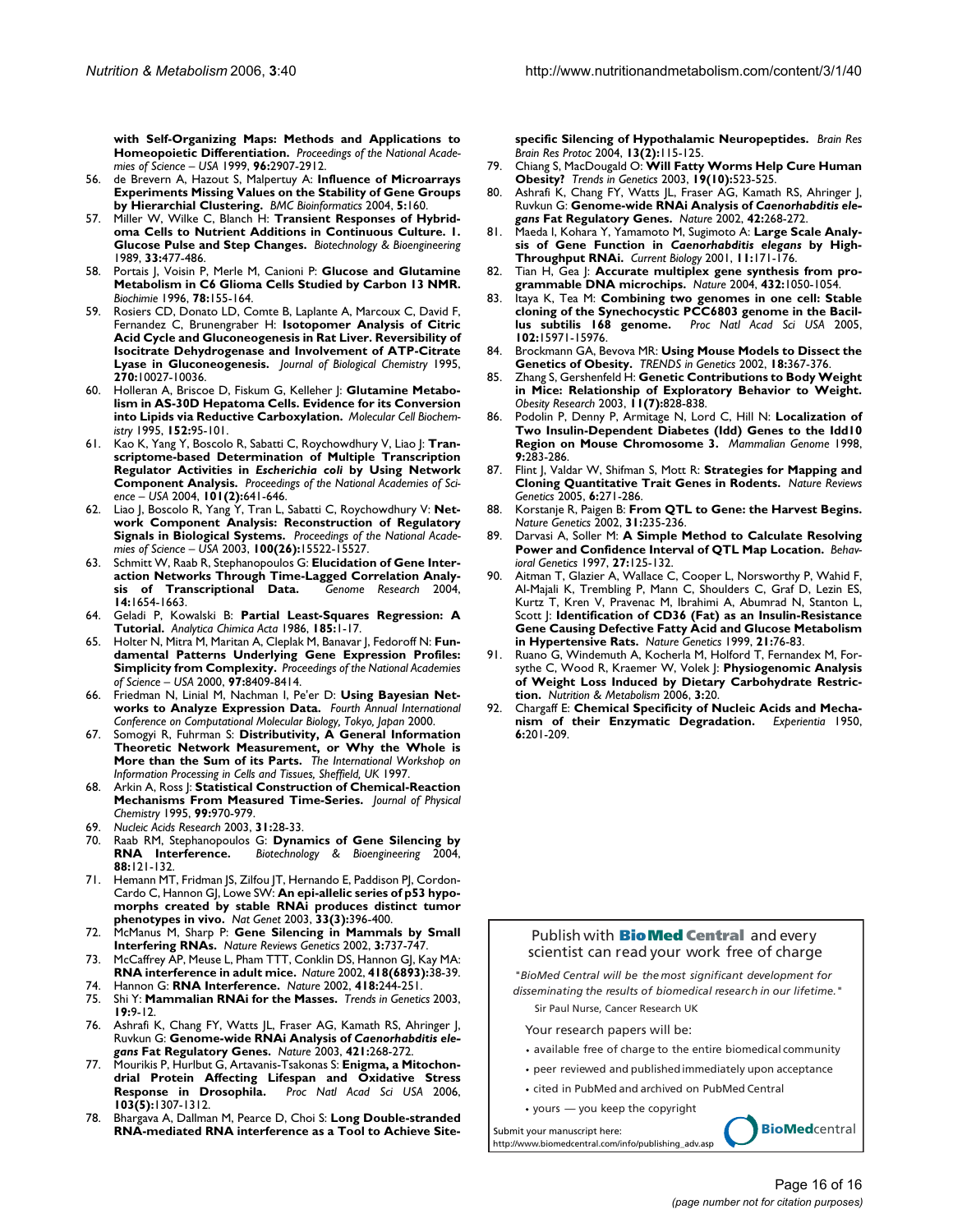with **Self-Organizing Maps: Methods and Applications to Homeopoietic Differentiation.** *Proceedings of the National Academies of Science – USA* 1999, **96:**2907-2912.

56. de Brevern A, Hazout S, Malpertuy A: **Influence of Microarrays Experiments Missing Values on the Stability of Gene Groups by Hierarchial Clustering.** *BMC Bioinformatics* 2004, **5:**160.
57. Miller W, Wilke C, Blanch H: **Transient Responses of Hybridoma Cells to Nutrient Additions in Continuous Culture. 1. Glucose Pulse and Step Changes.** *Biotechnology & Bioengineering* 1989, **33:**477-486.
58. Portais J, Voisin P, Merle M, Canioni P: **Glucose and Glutamine Metabolism in C6 Glioma Cells Studied by Carbon 13 NMR.** *Biochimie* 1996, **78:**155-164.
59. Rosiers CD, Donato LD, Comte B, Laplante A, Marcoux C, David F, Fernandez C, Brunengraber H: **Isotopomer Analysis of Citric Acid Cycle and Gluconeogenesis in Rat Liver. Reversibility of Isocitrate Dehydrogenase and Involvement of ATP-Citrate Lyase in Gluconeogenesis.** *Journal of Biological Chemistry* 1995, **270:**10027-10036.
60. Holleran A, Briscoe D, Fiskum G, Kelleher J: **Glutamine Metabolism in AS-30D Hepatoma Cells. Evidence for its Conversion into Lipids via Reductive Carboxylation.** *Molecular Cell Biochemistry* 1995, **152:**95-101.
61. Kao K, Yang Y, Boscolo R, Sabatti C, Roychowdhury V, Liao J: **Transcriptome-based Determination of Multiple Transcription Regulator Activities in *Escherichia coli* by Using Network Component Analysis.** *Proceedings of the National Academies of Science – USA* 2004, **101(2):**641-646.
62. Liao J, Boscolo R, Yang Y, Tran L, Sabatti C, Roychowdhury V: **Network Component Analysis: Reconstruction of Regulatory Signals in Biological Systems.** *Proceedings of the National Academies of Science – USA* 2003, **100(26):**15522-15527.
63. Schmitt W, Raab R, Stephanopoulos G: **Elucidation of Gene Interaction Networks Through Time-Lagged Correlation Analysis of Transcriptional Data.** *Genome Research* 2004, **14:**1654-1663.
64. Geladi P, Kowalski B: **Partial Least-Squares Regression: A Tutorial.** *Analytica Chimica Acta* 1986, **185:**1-17.
65. Holter N, Mitra M, Maritan A, Cleplak M, Banavar J, Fedoroff N: **Fundamental Patterns Underlying Gene Expression Profiles: Simplicity from Complexity.** *Proceedings of the National Academies of Science – USA* 2000, **97:**8409-8414.
66. Friedman N, Linial M, Nachman I, Pe'er D: **Using Bayesian Networks to Analyze Expression Data.** *Fourth Annual International Conference on Computational Molecular Biology, Tokyo, Japan* 2000.
67. Somogyi R, Fuhrman S: **Distributivity, A General Information Theoretic Network Measurement, or Why the Whole is More than the Sum of its Parts.** *The International Workshop on Information Processing in Cells and Tissues, Sheffield, UK* 1997.
68. Arkin A, Ross J: **Statistical Construction of Chemical-Reaction Mechanisms From Measured Time-Series.** *Journal of Physical Chemistry* 1995, **99:**970-979.
69. *Nucleic Acids Research* 2003, **31:**28-33.
70. Raab RM, Stephanopoulos G: **Dynamics of Gene Silencing by RNA Interference.** *Biotechnology & Bioengineering* 2004, **88:**121-132.
71. Hemann MT, Fridman JS, Zilfou JT, Hernando E, Paddison PJ, Cordon-Cardo C, Hannon GJ, Lowe SW: **An epi-allelic series of p53 hypomorphs created by stable RNAi produces distinct tumor phenotypes in vivo.** *Nat Genet* 2003, **33(3):**396-400.
72. McManus M, Sharp P: **Gene Silencing in Mammals by Small Interfering RNAs.** *Nature Reviews Genetics* 2002, **3:**737-747.
73. McCaffrey AP, Meuse L, Pham TTT, Conklin DS, Hannon GJ, Kay MA: **RNA interference in adult mice.** *Nature* 2002, **418(6893):**38-39.
74. Hannon G: **RNA Interference.** *Nature* 2002, **418:**244-251.
75. Shi Y: **Mammalian RNAi for the Masses.** *Trends in Genetics* 2003, **19:**9-12.
76. Ashrafi K, Chang FY, Watts JL, Fraser AG, Kamath RS, Ahringer J, Ruvkun G: **Genome-wide RNAi Analysis of *Caenorhabditis elegans* Fat Regulatory Genes.** *Nature* 2003, **421:**268-272.
77. Mourikis P, Hurlbut G, Artavanis-Tsakonas S: **Enigma, a Mitochondrial Protein Affecting Lifespan and Oxidative Stress Response in Drosophila.** *Proc Natl Acad Sci USA* 2006, **103(5):**1307-1312.
78. Bhargava A, Dallman M, Pearce D, Choi S: **Long Double-stranded RNA-mediated RNA interference as a Tool to Achieve Site-specific Silencing of Hypothalamic Neuropeptides.** *Brain Res Brain Res Protoc* 2004, **13(2):**115-125.
79. Chiang S, MacDougald O: **Will Fatty Worms Help Cure Human Obesity?** *Trends in Genetics* 2003, **19(10):**523-525.
80. Ashrafi K, Chang FY, Watts JL, Fraser AG, Kamath RS, Ahringer J, Ruvkun G: **Genome-wide RNAi Analysis of *Caenorhabditis elegans* Fat Regulatory Genes.** *Nature* 2002, **42:**268-272.
81. Maeda I, Kohara Y, Yamamoto M, Sugimoto A: **Large Scale Analysis of Gene Function in *Caenorhabditis elegans* by High-Throughput RNAi.** *Current Biology* 2001, **11:**171-176.
82. Tian H, Gea J: **Accurate multiplex gene synthesis from programmable DNA microchips.** *Nature* 2004, **432:**1050-1054.
83. Itaya K, Tea M: **Combining two genomes in one cell: Stable cloning of the Synechocystic PCC6803 genome in the Bacillus subtilis 168 genome.** *Proc Natl Acad Sci USA* 2005, **102:**15971-15976.
84. Brockmann GA, Bevova MR: **Using Mouse Models to Dissect the Genetics of Obesity.** *TRENDS in Genetics* 2002, **18:**367-376.
85. Zhang S, Gershenfeld H: **Genetic Contributions to Body Weight in Mice: Relationship of Exploratory Behavior to Weight.** *Obesity Research* 2003, **11(7):**828-838.
86. Podolin P, Denny P, Armitage N, Lord C, Hill N: **Localization of Two Insulin-Dependent Diabetes (Idd) Genes to the Idd10 Region on Mouse Chromosome 3.** *Mammalian Genome* 1998, **9:**283-286.
87. Flint J, Valdar W, Shifman S, Mott R: **Strategies for Mapping and Cloning Quantitative Trait Genes in Rodents.** *Nature Reviews Genetics* 2005, **6:**271-286.
88. Korstanje R, Paigen B: **From QTL to Gene: the Harvest Begins.** *Nature Genetics* 2002, **31:**235-236.
89. Darvasi A, Soller M: **A Simple Method to Calculate Resolving Power and Confidence Interval of QTL Map Location.** *Behavioral Genetics* 1997, **27:**125-132.
90. Aitman T, Glazier A, Wallace C, Cooper L, Norsworthy P, Wahid F, Al-Majali K, Trembling P, Mann C, Shoulders C, Graf D, Lezin ES, Kurtz T, Kren V, Pravenac M, Ibrahimi A, Abumrad N, Stanton L, Scott J: **Identification of CD36 (Fat) as an Insulin-Resistance Gene Causing Defective Fatty Acid and Glucose Metabolism in Hypertensive Rats.** *Nature Genetics* 1999, **21:**76-83.
91. Ruano G, Windemuth A, Kocherla M, Holford T, Fernandex M, Forsythe C, Wood R, Kraemer W, Volek J: **Physiogenomic Analysis of Weight Loss Induced by Dietary Carbohydrate Restriction.** *Nutrition & Metabolism* 2006, **3:**20.
92. Chargaff E: **Chemical Specificity of Nucleic Acids and Mechanism of their Enzymatic Degradation.** *Experientia* 1950, **6:**201-209.

Publish with **BioMed Central** and every scientist can read your work free of charge

*"BioMed Central will be the most significant development for disseminating the results of biomedical research in our lifetime."*

Sir Paul Nurse, Cancer Research UK

Your research papers will be:

- available free of charge to the entire biomedical community
- peer reviewed and published immediately upon acceptance
- cited in PubMed and archived on PubMed Central
- yours — you keep the copyright

Submit your manuscript here:
http://www.biomedcentral.com/info/publishing_adv.asp

BioMedcentral